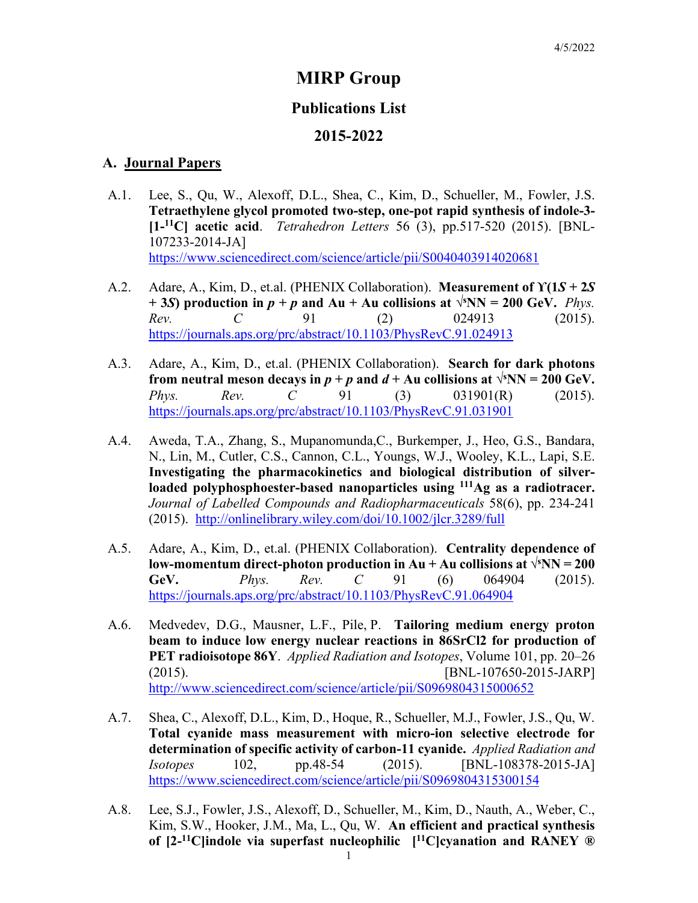4/5/2022

# MIRP Group

## Publications List

## 2015-2022

### A. Journal Papers

A.1. Lee, S., Qu, W., Alexoff, D.L., Shea, C., Kim, D., Schueller, M., Fowler, J.S. **Tetraethylene glycol promoted two-step, one-pot rapid synthesis of indole-3-[1-$^{11}$C] acetic acid**. *Tetrahedron Letters* 56 (3), pp.517-520 (2015). [BNL-107233-2014-JA] https://www.sciencedirect.com/science/article/pii/S0040403914020681

A.2. Adare, A., Kim, D., et.al. (PHENIX Collaboration). **Measurement of ϒ(1*S* + 2*S* + 3*S*) production in *p* + *p* and Au + Au collisions at √sNN = 200 GeV.** *Phys. Rev. C* 91 (2) 024913 (2015). https://journals.aps.org/prc/abstract/10.1103/PhysRevC.91.024913

A.3. Adare, A., Kim, D., et.al. (PHENIX Collaboration). **Search for dark photons from neutral meson decays in *p* + *p* and *d* + Au collisions at √sNN = 200 GeV.** *Phys. Rev. C* 91 (3) 031901(R) (2015). https://journals.aps.org/prc/abstract/10.1103/PhysRevC.91.031901

A.4. Aweda, T.A., Zhang, S., Mupanomunda,C., Burkemper, J., Heo, G.S., Bandara, N., Lin, M., Cutler, C.S., Cannon, C.L., Youngs, W.J., Wooley, K.L., Lapi, S.E. **Investigating the pharmacokinetics and biological distribution of silver-loaded polyphosphoester-based nanoparticles using $^{111}$Ag as a radiotracer.** *Journal of Labelled Compounds and Radiopharmaceuticals* 58(6), pp. 234-241 (2015). http://onlinelibrary.wiley.com/doi/10.1002/jlcr.3289/full

A.5. Adare, A., Kim, D., et.al. (PHENIX Collaboration). **Centrality dependence of low-momentum direct-photon production in Au + Au collisions at √sNN = 200 GeV.** *Phys. Rev. C* 91 (6) 064904 (2015). https://journals.aps.org/prc/abstract/10.1103/PhysRevC.91.064904

A.6. Medvedev, D.G., Mausner, L.F., Pile, P. **Tailoring medium energy proton beam to induce low energy nuclear reactions in 86SrCl2 for production of PET radioisotope 86Y**. *Applied Radiation and Isotopes*, Volume 101, pp. 20–26 (2015). [BNL-107650-2015-JARP] http://www.sciencedirect.com/science/article/pii/S0969804315000652

A.7. Shea, C., Alexoff, D.L., Kim, D., Hoque, R., Schueller, M.J., Fowler, J.S., Qu, W. **Total cyanide mass measurement with micro-ion selective electrode for determination of specific activity of carbon-11 cyanide.** *Applied Radiation and Isotopes* 102, pp.48-54 (2015). [BNL-108378-2015-JA] https://www.sciencedirect.com/science/article/pii/S0969804315300154

A.8. Lee, S.J., Fowler, J.S., Alexoff, D., Schueller, M., Kim, D., Nauth, A., Weber, C., Kim, S.W., Hooker, J.M., Ma, L., Qu, W. **An efficient and practical synthesis of [2-$^{11}$C]indole via superfast nucleophilic [$^{11}$C]cyanation and RANEY ®**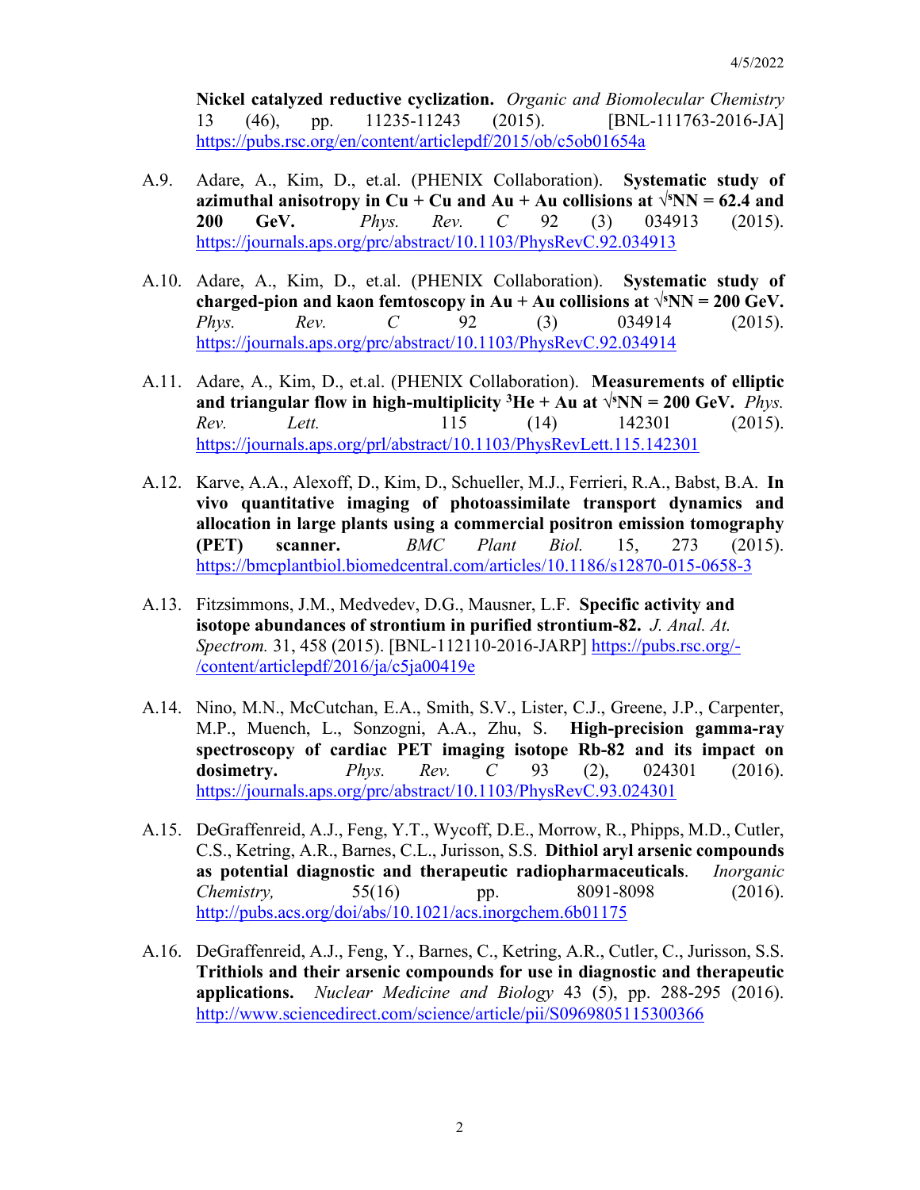**Nickel catalyzed reductive cyclization.** *Organic and Biomolecular Chemistry* 13 (46), pp. 11235-11243 (2015). [BNL-111763-2016-JA] https://pubs.rsc.org/en/content/articlepdf/2015/ob/c5ob01654a

A.9. Adare, A., Kim, D., et.al. (PHENIX Collaboration). **Systematic study of azimuthal anisotropy in Cu + Cu and Au + Au collisions at $\sqrt{s}$NN = 62.4 and 200 GeV.** *Phys. Rev. C* 92 (3) 034913 (2015). https://journals.aps.org/prc/abstract/10.1103/PhysRevC.92.034913

A.10. Adare, A., Kim, D., et.al. (PHENIX Collaboration). **Systematic study of charged-pion and kaon femtoscopy in Au + Au collisions at $\sqrt{s}$NN = 200 GeV.** *Phys. Rev. C* 92 (3) 034914 (2015). https://journals.aps.org/prc/abstract/10.1103/PhysRevC.92.034914

A.11. Adare, A., Kim, D., et.al. (PHENIX Collaboration). **Measurements of elliptic and triangular flow in high-multiplicity $^{3}$He + Au at $\sqrt{s}$NN = 200 GeV.** *Phys. Rev. Lett.* 115 (14) 142301 (2015). https://journals.aps.org/prl/abstract/10.1103/PhysRevLett.115.142301

A.12. Karve, A.A., Alexoff, D., Kim, D., Schueller, M.J., Ferrieri, R.A., Babst, B.A. **In vivo quantitative imaging of photoassimilate transport dynamics and allocation in large plants using a commercial positron emission tomography (PET) scanner.** *BMC Plant Biol.* 15, 273 (2015). https://bmcplantbiol.biomedcentral.com/articles/10.1186/s12870-015-0658-3

A.13. Fitzsimmons, J.M., Medvedev, D.G., Mausner, L.F. **Specific activity and isotope abundances of strontium in purified strontium-82.** *J. Anal. At. Spectrom.* 31, 458 (2015). [BNL-112110-2016-JARP] https://pubs.rsc.org/-/content/articlepdf/2016/ja/c5ja00419e

A.14. Nino, M.N., McCutchan, E.A., Smith, S.V., Lister, C.J., Greene, J.P., Carpenter, M.P., Muench, L., Sonzogni, A.A., Zhu, S. **High-precision gamma-ray spectroscopy of cardiac PET imaging isotope Rb-82 and its impact on dosimetry.** *Phys. Rev. C* 93 (2), 024301 (2016). https://journals.aps.org/prc/abstract/10.1103/PhysRevC.93.024301

A.15. DeGraffenreid, A.J., Feng, Y.T., Wycoff, D.E., Morrow, R., Phipps, M.D., Cutler, C.S., Ketring, A.R., Barnes, C.L., Jurisson, S.S. **Dithiol aryl arsenic compounds as potential diagnostic and therapeutic radiopharmaceuticals**. *Inorganic Chemistry,* 55(16) pp. 8091-8098 (2016). http://pubs.acs.org/doi/abs/10.1021/acs.inorgchem.6b01175

A.16. DeGraffenreid, A.J., Feng, Y., Barnes, C., Ketring, A.R., Cutler, C., Jurisson, S.S. **Trithiols and their arsenic compounds for use in diagnostic and therapeutic applications.** *Nuclear Medicine and Biology* 43 (5), pp. 288-295 (2016). http://www.sciencedirect.com/science/article/pii/S0969805115300366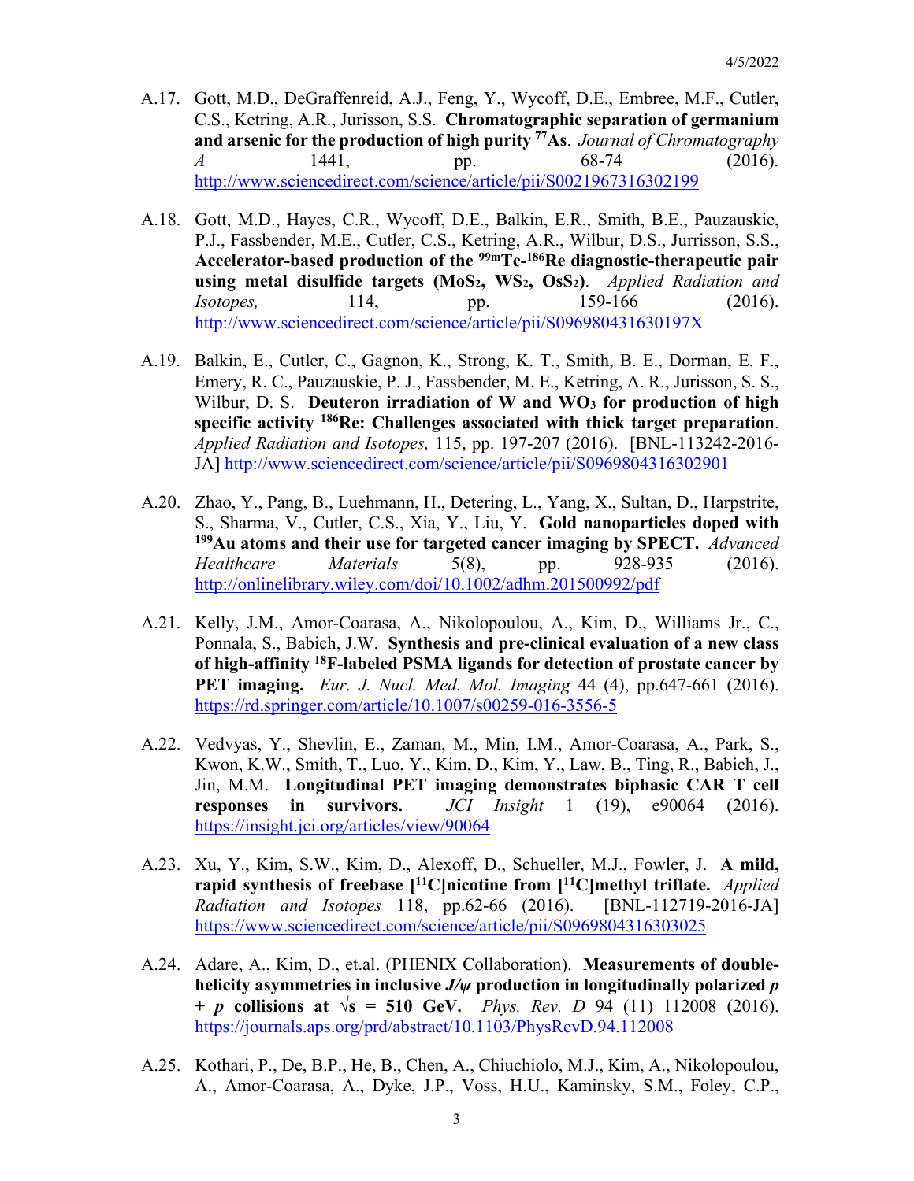A.17. Gott, M.D., DeGraffenreid, A.J., Feng, Y., Wycoff, D.E., Embree, M.F., Cutler, C.S., Ketring, A.R., Jurisson, S.S. **Chromatographic separation of germanium and arsenic for the production of high purity $^{77}$As**. *Journal of Chromatography A* 1441, pp. 68-74 (2016). http://www.sciencedirect.com/science/article/pii/S0021967316302199

A.18. Gott, M.D., Hayes, C.R., Wycoff, D.E., Balkin, E.R., Smith, B.E., Pauzauskie, P.J., Fassbender, M.E., Cutler, C.S., Ketring, A.R., Wilbur, D.S., Jurrisson, S.S., **Accelerator-based production of the $^{99m}$Tc-$^{186}$Re diagnostic-therapeutic pair using metal disulfide targets ($MoS_2$, $WS_2$, $OsS_2$)**. *Applied Radiation and Isotopes,* 114, pp. 159-166 (2016). http://www.sciencedirect.com/science/article/pii/S096980431630197X

A.19. Balkin, E., Cutler, C., Gagnon, K., Strong, K. T., Smith, B. E., Dorman, E. F., Emery, R. C., Pauzauskie, P. J., Fassbender, M. E., Ketring, A. R., Jurisson, S. S., Wilbur, D. S. **Deuteron irradiation of W and $WO_3$ for production of high specific activity $^{186}$Re: Challenges associated with thick target preparation**. *Applied Radiation and Isotopes,* 115, pp. 197-207 (2016). [BNL-113242-2016-JA] http://www.sciencedirect.com/science/article/pii/S0969804316302901

A.20. Zhao, Y., Pang, B., Luehmann, H., Detering, L., Yang, X., Sultan, D., Harpstrite, S., Sharma, V., Cutler, C.S., Xia, Y., Liu, Y. **Gold nanoparticles doped with $^{199}$Au atoms and their use for targeted cancer imaging by SPECT.** *Advanced Healthcare Materials* 5(8), pp. 928-935 (2016). http://onlinelibrary.wiley.com/doi/10.1002/adhm.201500992/pdf

A.21. Kelly, J.M., Amor-Coarasa, A., Nikolopoulou, A., Kim, D., Williams Jr., C., Ponnala, S., Babich, J.W. **Synthesis and pre-clinical evaluation of a new class of high-affinity $^{18}$F-labeled PSMA ligands for detection of prostate cancer by PET imaging.** *Eur. J. Nucl. Med. Mol. Imaging* 44 (4), pp.647-661 (2016). https://rd.springer.com/article/10.1007/s00259-016-3556-5

A.22. Vedvyas, Y., Shevlin, E., Zaman, M., Min, I.M., Amor-Coarasa, A., Park, S., Kwon, K.W., Smith, T., Luo, Y., Kim, D., Kim, Y., Law, B., Ting, R., Babich, J., Jin, M.M. **Longitudinal PET imaging demonstrates biphasic CAR T cell responses in survivors.** *JCI Insight* 1 (19), e90064 (2016). https://insight.jci.org/articles/view/90064

A.23. Xu, Y., Kim, S.W., Kim, D., Alexoff, D., Schueller, M.J., Fowler, J. **A mild, rapid synthesis of freebase [$^{11}$C]nicotine from [$^{11}$C]methyl triflate.** *Applied Radiation and Isotopes* 118, pp.62-66 (2016). [BNL-112719-2016-JA] https://www.sciencedirect.com/science/article/pii/S0969804316303025

A.24. Adare, A., Kim, D., et.al. (PHENIX Collaboration). **Measurements of double-helicity asymmetries in inclusive $J/\psi$ production in longitudinally polarized $p + p$ collisions at $\sqrt{s}$ = 510 GeV.** *Phys. Rev. D* 94 (11) 112008 (2016). https://journals.aps.org/prd/abstract/10.1103/PhysRevD.94.112008

A.25. Kothari, P., De, B.P., He, B., Chen, A., Chiuchiolo, M.J., Kim, A., Nikolopoulou, A., Amor-Coarasa, A., Dyke, J.P., Voss, H.U., Kaminsky, S.M., Foley, C.P.,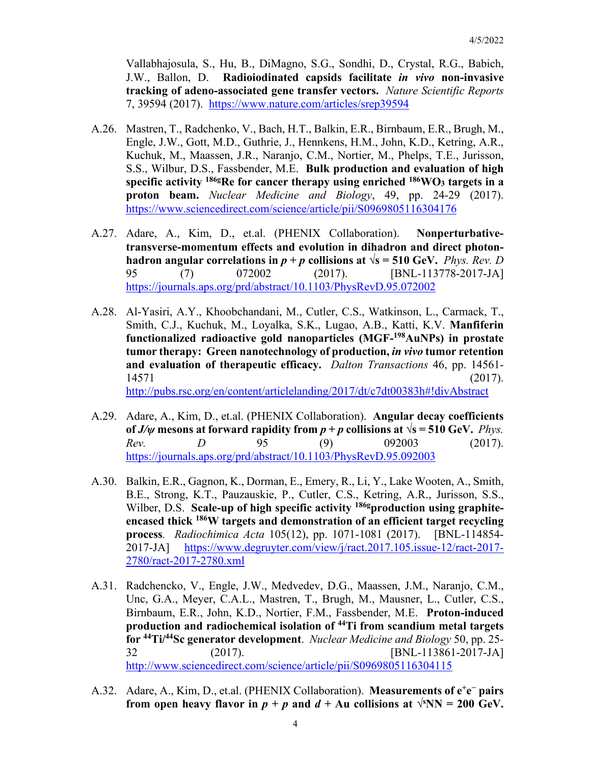Vallabhajosula, S., Hu, B., DiMagno, S.G., Sondhi, D., Crystal, R.G., Babich, J.W., Ballon, D. **Radioiodinated capsids facilitate *in vivo* non-invasive tracking of adeno-associated gene transfer vectors.** *Nature Scientific Reports* 7, 39594 (2017). https://www.nature.com/articles/srep39594

A.26. Mastren, T., Radchenko, V., Bach, H.T., Balkin, E.R., Birnbaum, E.R., Brugh, M., Engle, J.W., Gott, M.D., Guthrie, J., Hennkens, H.M., John, K.D., Ketring, A.R., Kuchuk, M., Maassen, J.R., Naranjo, C.M., Nortier, M., Phelps, T.E., Jurisson, S.S., Wilbur, D.S., Fassbender, M.E. **Bulk production and evaluation of high specific activity $^{186g}$Re for cancer therapy using enriched $^{186}WO_3$ targets in a proton beam.** *Nuclear Medicine and Biology*, 49, pp. 24-29 (2017). https://www.sciencedirect.com/science/article/pii/S0969805116304176

A.27. Adare, A., Kim, D., et.al. (PHENIX Collaboration). **Nonperturbative-transverse-momentum effects and evolution in dihadron and direct photon-hadron angular correlations in $p + p$ collisions at $\sqrt{s}$ = 510 GeV.** *Phys. Rev. D* 95 (7) 072002 (2017). [BNL-113778-2017-JA] https://journals.aps.org/prd/abstract/10.1103/PhysRevD.95.072002

A.28. Al-Yasiri, A.Y., Khoobchandani, M., Cutler, C.S., Watkinson, L., Carmack, T., Smith, C.J., Kuchuk, M., Loyalka, S.K., Lugao, A.B., Katti, K.V. **Manfiferin functionalized radioactive gold nanoparticles (MGF-$^{198}$AuNPs) in prostate tumor therapy: Green nanotechnology of production, *in vivo* tumor retention and evaluation of therapeutic efficacy.** *Dalton Transactions* 46, pp. 14561-14571 (2017). http://pubs.rsc.org/en/content/articlelanding/2017/dt/c7dt00383h#!divAbstract

A.29. Adare, A., Kim, D., et.al. (PHENIX Collaboration). **Angular decay coefficients of $J/\psi$ mesons at forward rapidity from $p + p$ collisions at $\sqrt{s}$ = 510 GeV.** *Phys. Rev. D* 95 (9) 092003 (2017). https://journals.aps.org/prd/abstract/10.1103/PhysRevD.95.092003

A.30. Balkin, E.R., Gagnon, K., Dorman, E., Emery, R., Li, Y., Lake Wooten, A., Smith, B.E., Strong, K.T., Pauzauskie, P., Cutler, C.S., Ketring, A.R., Jurisson, S.S., Wilber, D.S. **Scale-up of high specific activity $^{186g}$production using graphite-encased thick $^{186}$W targets and demonstration of an efficient target recycling process**. *Radiochimica Acta* 105(12), pp. 1071-1081 (2017). [BNL-114854-2017-JA] https://www.degruyter.com/view/j/ract.2017.105.issue-12/ract-2017-2780/ract-2017-2780.xml

A.31. Radchencko, V., Engle, J.W., Medvedev, D.G., Maassen, J.M., Naranjo, C.M., Unc, G.A., Meyer, C.A.L., Mastren, T., Brugh, M., Mausner, L., Cutler, C.S., Birnbaum, E.R., John, K.D., Nortier, F.M., Fassbender, M.E. **Proton-induced production and radiochemical isolation of $^{44}$Ti from scandium metal targets for $^{44}$Ti/$^{44}$Sc generator development**. *Nuclear Medicine and Biology* 50, pp. 25-32 (2017). [BNL-113861-2017-JA] http://www.sciencedirect.com/science/article/pii/S0969805116304115

A.32. Adare, A., Kim, D., et.al. (PHENIX Collaboration). **Measurements of $e^+e^-$ pairs from open heavy flavor in $p + p$ and $d$ + Au collisions at $\sqrt{s_{NN}}$ = 200 GeV.**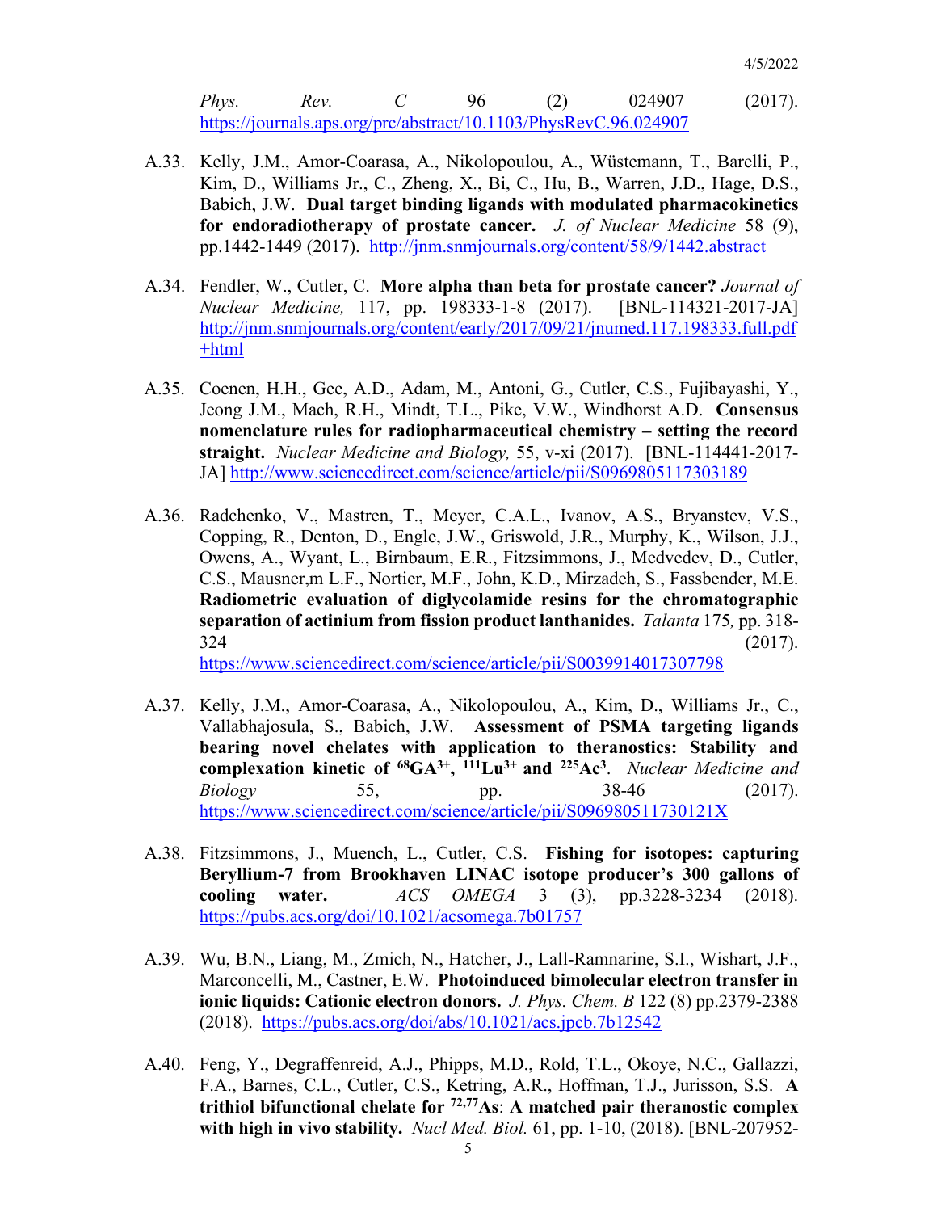*Phys. Rev. C* 96 (2) 024907 (2017). https://journals.aps.org/prc/abstract/10.1103/PhysRevC.96.024907

A.33. Kelly, J.M., Amor-Coarasa, A., Nikolopoulou, A., Wüstemann, T., Barelli, P., Kim, D., Williams Jr., C., Zheng, X., Bi, C., Hu, B., Warren, J.D., Hage, D.S., Babich, J.W. **Dual target binding ligands with modulated pharmacokinetics for endoradiotherapy of prostate cancer.** *J. of Nuclear Medicine* 58 (9), pp.1442-1449 (2017). http://jnm.snmjournals.org/content/58/9/1442.abstract

A.34. Fendler, W., Cutler, C. **More alpha than beta for prostate cancer?** *Journal of Nuclear Medicine,* 117, pp. 198333-1-8 (2017). [BNL-114321-2017-JA] http://jnm.snmjournals.org/content/early/2017/09/21/jnumed.117.198333.full.pdf+html

A.35. Coenen, H.H., Gee, A.D., Adam, M., Antoni, G., Cutler, C.S., Fujibayashi, Y., Jeong J.M., Mach, R.H., Mindt, T.L., Pike, V.W., Windhorst A.D. **Consensus nomenclature rules for radiopharmaceutical chemistry – setting the record straight.** *Nuclear Medicine and Biology,* 55, v-xi (2017). [BNL-114441-2017-JA] http://www.sciencedirect.com/science/article/pii/S0969805117303189

A.36. Radchenko, V., Mastren, T., Meyer, C.A.L., Ivanov, A.S., Bryanstev, V.S., Copping, R., Denton, D., Engle, J.W., Griswold, J.R., Murphy, K., Wilson, J.J., Owens, A., Wyant, L., Birnbaum, E.R., Fitzsimmons, J., Medvedev, D., Cutler, C.S., Mausner,m L.F., Nortier, M.F., John, K.D., Mirzadeh, S., Fassbender, M.E. **Radiometric evaluation of diglycolamide resins for the chromatographic separation of actinium from fission product lanthanides.** *Talanta* 175*,* pp. 318-324 (2017). https://www.sciencedirect.com/science/article/pii/S0039914017307798

A.37. Kelly, J.M., Amor-Coarasa, A., Nikolopoulou, A., Kim, D., Williams Jr., C., Vallabhajosula, S., Babich, J.W. **Assessment of PSMA targeting ligands bearing novel chelates with application to theranostics: Stability and complexation kinetic of $^{68}GA^{3+}$, $^{111}Lu^{3+}$ and $^{225}Ac^{3}$**. *Nuclear Medicine and Biology* 55, pp. 38-46 (2017). https://www.sciencedirect.com/science/article/pii/S096980511730121X

A.38. Fitzsimmons, J., Muench, L., Cutler, C.S. **Fishing for isotopes: capturing Beryllium-7 from Brookhaven LINAC isotope producer's 300 gallons of cooling water.** *ACS OMEGA* 3 (3), pp.3228-3234 (2018). https://pubs.acs.org/doi/10.1021/acsomega.7b01757

A.39. Wu, B.N., Liang, M., Zmich, N., Hatcher, J., Lall-Ramnarine, S.I., Wishart, J.F., Marconcelli, M., Castner, E.W. **Photoinduced bimolecular electron transfer in ionic liquids: Cationic electron donors.** *J. Phys. Chem. B* 122 (8) pp.2379-2388 (2018). https://pubs.acs.org/doi/abs/10.1021/acs.jpcb.7b12542

A.40. Feng, Y., Degraffenreid, A.J., Phipps, M.D., Rold, T.L., Okoye, N.C., Gallazzi, F.A., Barnes, C.L., Cutler, C.S., Ketring, A.R., Hoffman, T.J., Jurisson, S.S. **A trithiol bifunctional chelate for $^{72,77}As$: A matched pair theranostic complex with high in vivo stability.** *Nucl Med. Biol.* 61, pp. 1-10, (2018). [BNL-207952-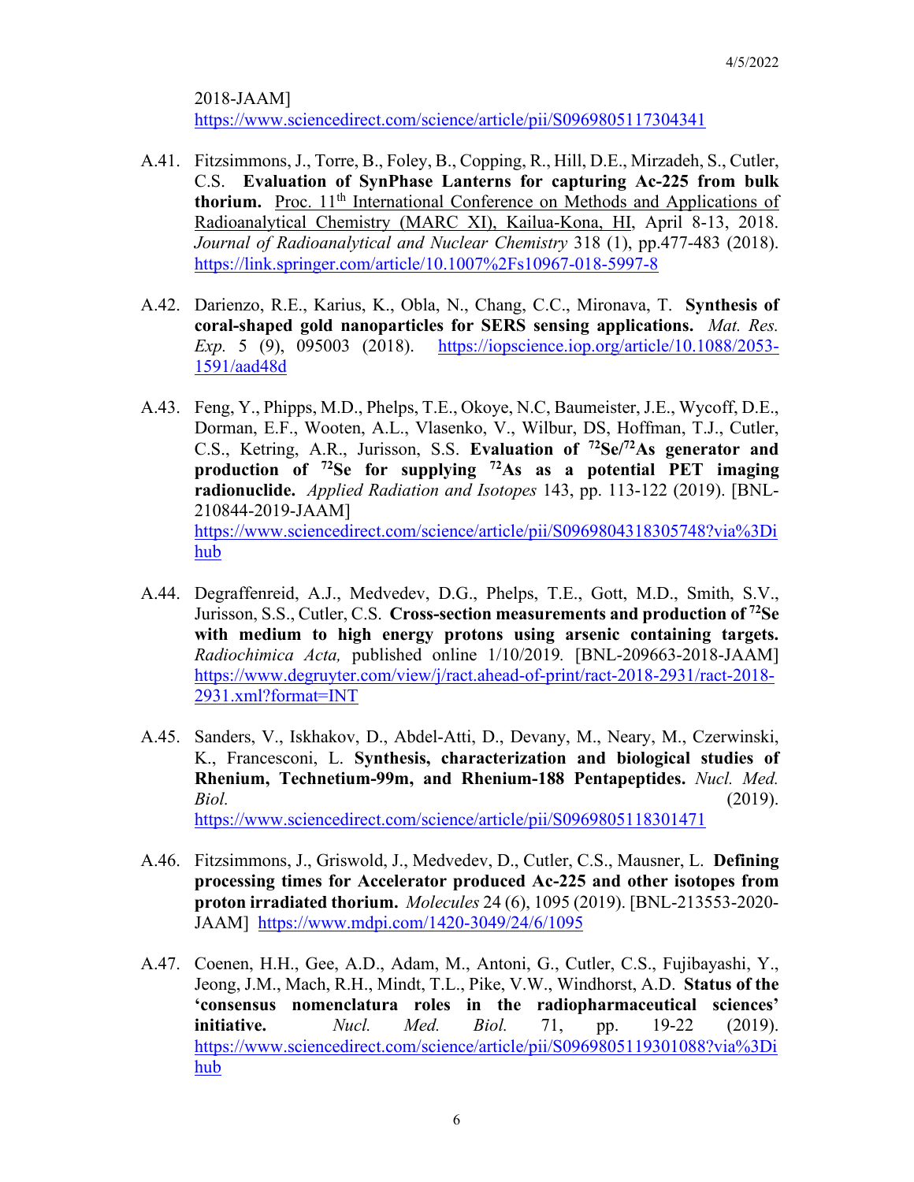2018-JAAM] https://www.sciencedirect.com/science/article/pii/S0969805117304341

A.41. Fitzsimmons, J., Torre, B., Foley, B., Copping, R., Hill, D.E., Mirzadeh, S., Cutler, C.S. **Evaluation of SynPhase Lanterns for capturing Ac-225 from bulk thorium.** Proc. 11th International Conference on Methods and Applications of Radioanalytical Chemistry (MARC XI), Kailua-Kona, HI, April 8-13, 2018. *Journal of Radioanalytical and Nuclear Chemistry* 318 (1), pp.477-483 (2018). https://link.springer.com/article/10.1007%2Fs10967-018-5997-8

A.42. Darienzo, R.E., Karius, K., Obla, N., Chang, C.C., Mironava, T. **Synthesis of coral-shaped gold nanoparticles for SERS sensing applications.** *Mat. Res. Exp.* 5 (9), 095003 (2018). https://iopscience.iop.org/article/10.1088/2053-1591/aad48d

A.43. Feng, Y., Phipps, M.D., Phelps, T.E., Okoye, N.C, Baumeister, J.E., Wycoff, D.E., Dorman, E.F., Wooten, A.L., Vlasenko, V., Wilbur, DS, Hoffman, T.J., Cutler, C.S., Ketring, A.R., Jurisson, S.S. **Evaluation of $^{72}$Se/$^{72}$As generator and production of $^{72}$Se for supplying $^{72}$As as a potential PET imaging radionuclide.** *Applied Radiation and Isotopes* 143, pp. 113-122 (2019). [BNL-210844-2019-JAAM] https://www.sciencedirect.com/science/article/pii/S0969804318305748?via%3Dihub

A.44. Degraffenreid, A.J., Medvedev, D.G., Phelps, T.E., Gott, M.D., Smith, S.V., Jurisson, S.S., Cutler, C.S. **Cross-section measurements and production of $^{72}$Se with medium to high energy protons using arsenic containing targets.** *Radiochimica Acta,* published online 1/10/2019*.* [BNL-209663-2018-JAAM] https://www.degruyter.com/view/j/ract.ahead-of-print/ract-2018-2931/ract-2018-2931.xml?format=INT

A.45. Sanders, V., Iskhakov, D., Abdel-Atti, D., Devany, M., Neary, M., Czerwinski, K., Francesconi, L. **Synthesis, characterization and biological studies of Rhenium, Technetium-99m, and Rhenium-188 Pentapeptides.** *Nucl. Med. Biol.* (2019). https://www.sciencedirect.com/science/article/pii/S0969805118301471

A.46. Fitzsimmons, J., Griswold, J., Medvedev, D., Cutler, C.S., Mausner, L. **Defining processing times for Accelerator produced Ac-225 and other isotopes from proton irradiated thorium.** *Molecules* 24 (6), 1095 (2019). [BNL-213553-2020-JAAM] https://www.mdpi.com/1420-3049/24/6/1095

A.47. Coenen, H.H., Gee, A.D., Adam, M., Antoni, G., Cutler, C.S., Fujibayashi, Y., Jeong, J.M., Mach, R.H., Mindt, T.L., Pike, V.W., Windhorst, A.D. **Status of the 'consensus nomenclature roles in the radiopharmaceutical sciences' initiative.** *Nucl. Med. Biol.* 71, pp. 19-22 (2019). https://www.sciencedirect.com/science/article/pii/S0969805119301088?via%3Dihub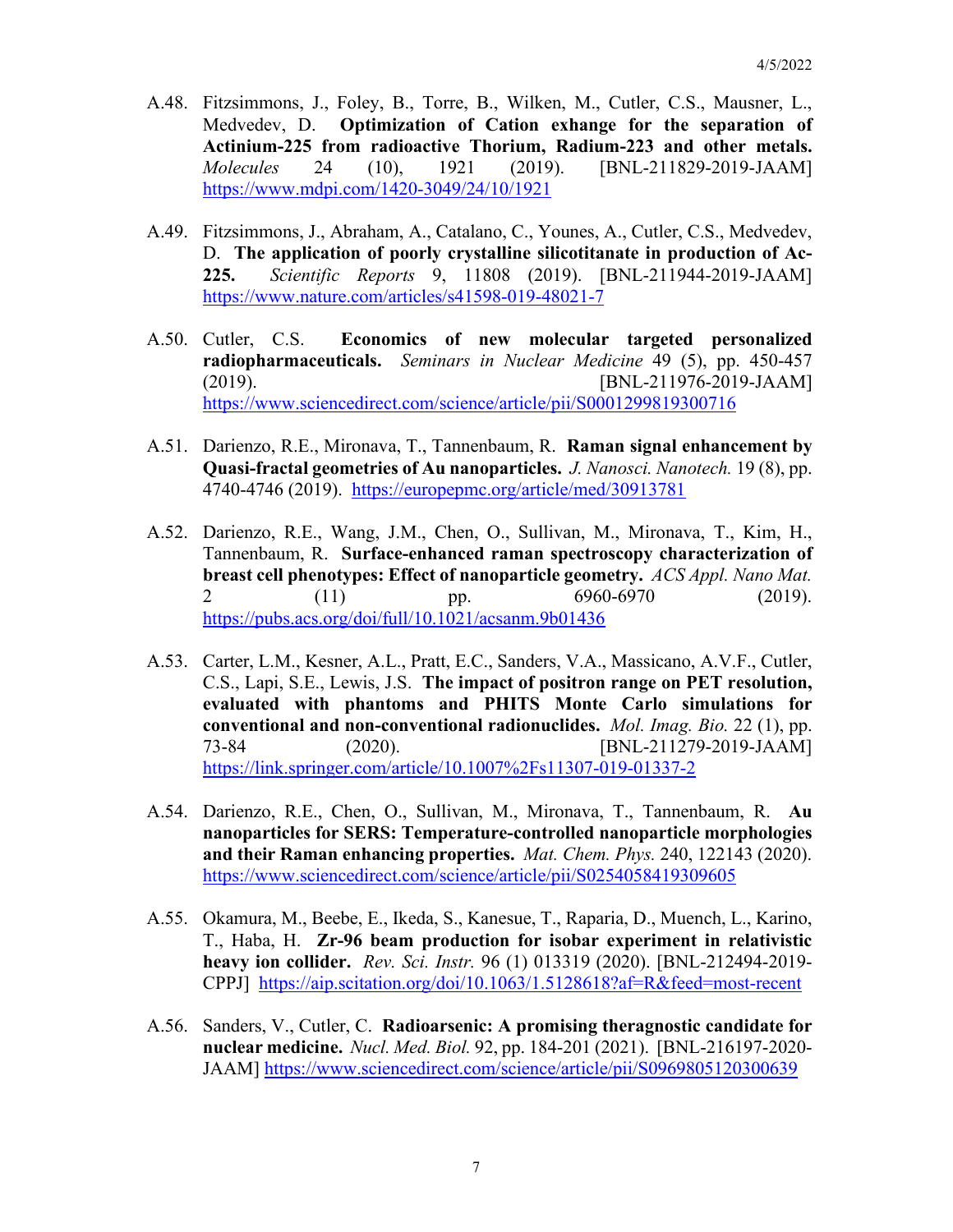A.48. Fitzsimmons, J., Foley, B., Torre, B., Wilken, M., Cutler, C.S., Mausner, L., Medvedev, D. **Optimization of Cation exhange for the separation of Actinium-225 from radioactive Thorium, Radium-223 and other metals.** *Molecules* 24 (10), 1921 (2019). [BNL-211829-2019-JAAM] https://www.mdpi.com/1420-3049/24/10/1921

A.49. Fitzsimmons, J., Abraham, A., Catalano, C., Younes, A., Cutler, C.S., Medvedev, D. **The application of poorly crystalline silicotitanate in production of Ac-225.** *Scientific Reports* 9, 11808 (2019). [BNL-211944-2019-JAAM] https://www.nature.com/articles/s41598-019-48021-7

A.50. Cutler, C.S. **Economics of new molecular targeted personalized radiopharmaceuticals.** *Seminars in Nuclear Medicine* 49 (5), pp. 450-457 (2019). [BNL-211976-2019-JAAM] https://www.sciencedirect.com/science/article/pii/S0001299819300716

A.51. Darienzo, R.E., Mironava, T., Tannenbaum, R. **Raman signal enhancement by Quasi-fractal geometries of Au nanoparticles.** *J. Nanosci. Nanotech.* 19 (8), pp. 4740-4746 (2019). https://europepmc.org/article/med/30913781

A.52. Darienzo, R.E., Wang, J.M., Chen, O., Sullivan, M., Mironava, T., Kim, H., Tannenbaum, R. **Surface-enhanced raman spectroscopy characterization of breast cell phenotypes: Effect of nanoparticle geometry.** *ACS Appl. Nano Mat.* 2 (11) pp. 6960-6970 (2019). https://pubs.acs.org/doi/full/10.1021/acsanm.9b01436

A.53. Carter, L.M., Kesner, A.L., Pratt, E.C., Sanders, V.A., Massicano, A.V.F., Cutler, C.S., Lapi, S.E., Lewis, J.S. **The impact of positron range on PET resolution, evaluated with phantoms and PHITS Monte Carlo simulations for conventional and non-conventional radionuclides.** *Mol. Imag. Bio.* 22 (1), pp. 73-84 (2020). [BNL-211279-2019-JAAM] https://link.springer.com/article/10.1007%2Fs11307-019-01337-2

A.54. Darienzo, R.E., Chen, O., Sullivan, M., Mironava, T., Tannenbaum, R. **Au nanoparticles for SERS: Temperature-controlled nanoparticle morphologies and their Raman enhancing properties.** *Mat. Chem. Phys.* 240, 122143 (2020). https://www.sciencedirect.com/science/article/pii/S0254058419309605

A.55. Okamura, M., Beebe, E., Ikeda, S., Kanesue, T., Raparia, D., Muench, L., Karino, T., Haba, H. **Zr-96 beam production for isobar experiment in relativistic heavy ion collider.** *Rev. Sci. Instr.* 96 (1) 013319 (2020). [BNL-212494-2019-CPPJ] https://aip.scitation.org/doi/10.1063/1.5128618?af=R&feed=most-recent

A.56. Sanders, V., Cutler, C. **Radioarsenic: A promising theragnostic candidate for nuclear medicine.** *Nucl. Med. Biol.* 92, pp. 184-201 (2021). [BNL-216197-2020-JAAM] https://www.sciencedirect.com/science/article/pii/S0969805120300639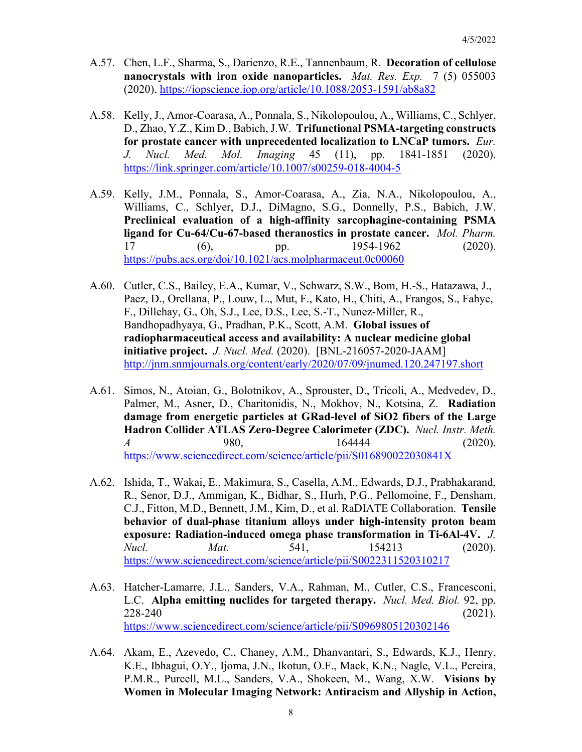A.57. Chen, L.F., Sharma, S., Darienzo, R.E., Tannenbaum, R. **Decoration of cellulose nanocrystals with iron oxide nanoparticles.** *Mat. Res. Exp.* 7 (5) 055003 (2020). https://iopscience.iop.org/article/10.1088/2053-1591/ab8a82

A.58. Kelly, J., Amor-Coarasa, A., Ponnala, S., Nikolopoulou, A., Williams, C., Schlyer, D., Zhao, Y.Z., Kim D., Babich, J.W. **Trifunctional PSMA-targeting constructs for prostate cancer with unprecedented localization to LNCaP tumors.** *Eur. J. Nucl. Med. Mol. Imaging* 45 (11), pp. 1841-1851 (2020). https://link.springer.com/article/10.1007/s00259-018-4004-5

A.59. Kelly, J.M., Ponnala, S., Amor-Coarasa, A., Zia, N.A., Nikolopoulou, A., Williams, C., Schlyer, D.J., DiMagno, S.G., Donnelly, P.S., Babich, J.W. **Preclinical evaluation of a high-affinity sarcophagine-containing PSMA ligand for Cu-64/Cu-67-based theranostics in prostate cancer.** *Mol. Pharm.* 17 (6), pp. 1954-1962 (2020). https://pubs.acs.org/doi/10.1021/acs.molpharmaceut.0c00060

A.60. Cutler, C.S., Bailey, E.A., Kumar, V., Schwarz, S.W., Bom, H.-S., Hatazawa, J., Paez, D., Orellana, P., Louw, L., Mut, F., Kato, H., Chiti, A., Frangos, S., Fahye, F., Dillehay, G., Oh, S.J., Lee, D.S., Lee, S.-T., Nunez-Miller, R., Bandhopadhyaya, G., Pradhan, P.K., Scott, A.M. **Global issues of radiopharmaceutical access and availability: A nuclear medicine global initiative project.** *J. Nucl. Med.* (2020). [BNL-216057-2020-JAAM] http://jnm.snmjournals.org/content/early/2020/07/09/jnumed.120.247197.short

A.61. Simos, N., Atoian, G., Bolotnikov, A., Sprouster, D., Tricoli, A., Medvedev, D., Palmer, M., Asner, D., Charitonidis, N., Mokhov, N., Kotsina, Z. **Radiation damage from energetic particles at GRad-level of SiO2 fibers of the Large Hadron Collider ATLAS Zero-Degree Calorimeter (ZDC).** *Nucl. Instr. Meth. A* 980, 164444 (2020). https://www.sciencedirect.com/science/article/pii/S016890022030841X

A.62. Ishida, T., Wakai, E., Makimura, S., Casella, A.M., Edwards, D.J., Prabhakarand, R., Senor, D.J., Ammigan, K., Bidhar, S., Hurh, P.G., Pellomoine, F., Densham, C.J., Fitton, M.D., Bennett, J.M., Kim, D., et al. RaDIATE Collaboration. **Tensile behavior of dual-phase titanium alloys under high-intensity proton beam exposure: Radiation-induced omega phase transformation in Ti-6Al-4V.** *J. Nucl. Mat.* 541, 154213 (2020). https://www.sciencedirect.com/science/article/pii/S0022311520310217

A.63. Hatcher-Lamarre, J.L., Sanders, V.A., Rahman, M., Cutler, C.S., Francesconi, L.C. **Alpha emitting nuclides for targeted therapy.** *Nucl. Med. Biol.* 92, pp. 228-240 (2021). https://www.sciencedirect.com/science/article/pii/S0969805120302146

A.64. Akam, E., Azevedo, C., Chaney, A.M., Dhanvantari, S., Edwards, K.J., Henry, K.E., Ibhagui, O.Y., Ijoma, J.N., Ikotun, O.F., Mack, K.N., Nagle, V.L., Pereira, P.M.R., Purcell, M.L., Sanders, V.A., Shokeen, M., Wang, X.W. **Visions by Women in Molecular Imaging Network: Antiracism and Allyship in Action,**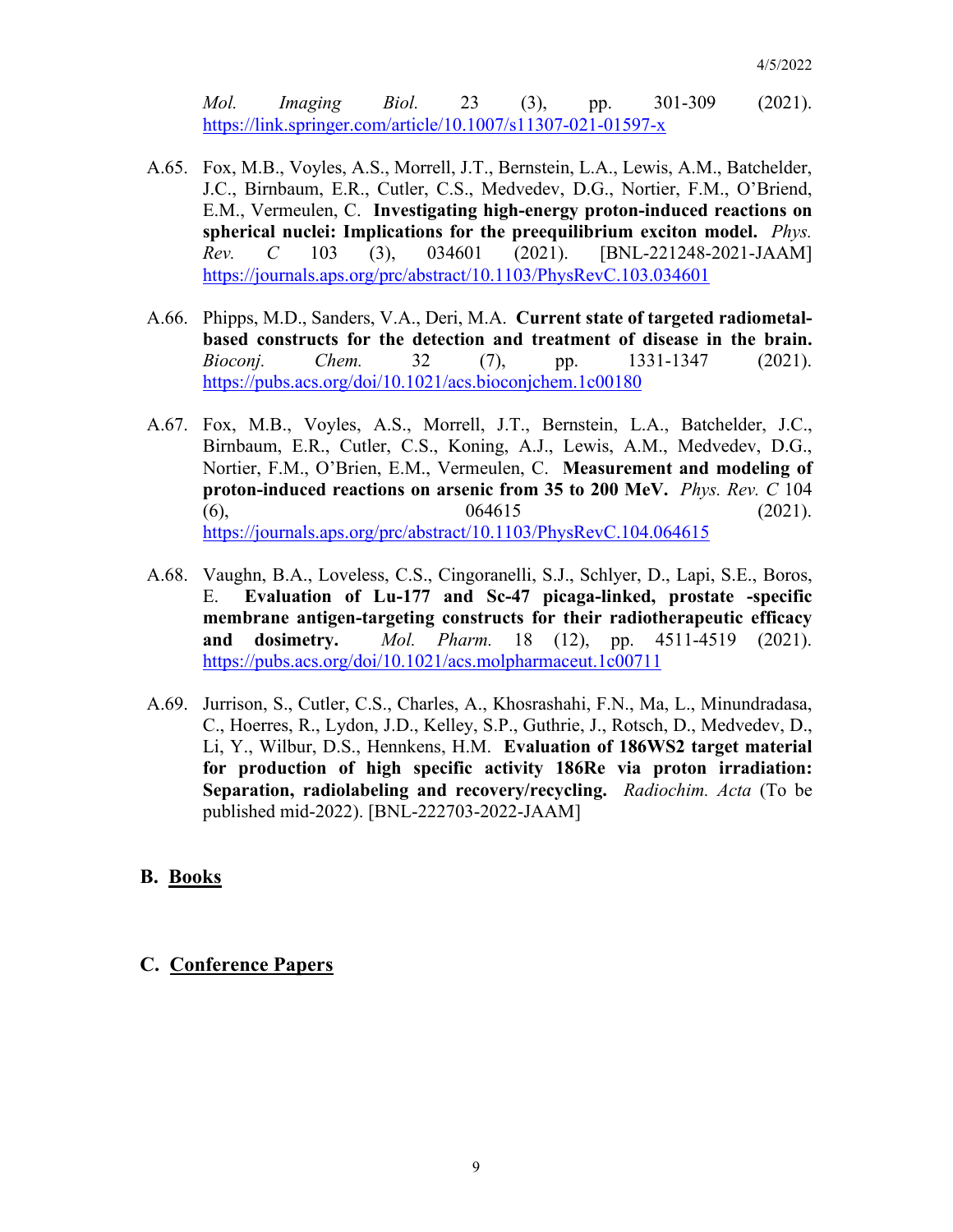*Mol. Imaging Biol.* 23 (3), pp. 301-309 (2021). https://link.springer.com/article/10.1007/s11307-021-01597-x

A.65. Fox, M.B., Voyles, A.S., Morrell, J.T., Bernstein, L.A., Lewis, A.M., Batchelder, J.C., Birnbaum, E.R., Cutler, C.S., Medvedev, D.G., Nortier, F.M., O'Briend, E.M., Vermeulen, C. **Investigating high-energy proton-induced reactions on spherical nuclei: Implications for the preequilibrium exciton model.** *Phys. Rev. C* 103 (3), 034601 (2021). [BNL-221248-2021-JAAM] https://journals.aps.org/prc/abstract/10.1103/PhysRevC.103.034601

A.66. Phipps, M.D., Sanders, V.A., Deri, M.A. **Current state of targeted radiometal-based constructs for the detection and treatment of disease in the brain.** *Bioconj. Chem.* 32 (7), pp. 1331-1347 (2021). https://pubs.acs.org/doi/10.1021/acs.bioconjchem.1c00180

A.67. Fox, M.B., Voyles, A.S., Morrell, J.T., Bernstein, L.A., Batchelder, J.C., Birnbaum, E.R., Cutler, C.S., Koning, A.J., Lewis, A.M., Medvedev, D.G., Nortier, F.M., O'Brien, E.M., Vermeulen, C. **Measurement and modeling of proton-induced reactions on arsenic from 35 to 200 MeV.** *Phys. Rev. C* 104 (6), 064615 (2021). https://journals.aps.org/prc/abstract/10.1103/PhysRevC.104.064615

A.68. Vaughn, B.A., Loveless, C.S., Cingoranelli, S.J., Schlyer, D., Lapi, S.E., Boros, E. **Evaluation of Lu-177 and Sc-47 picaga-linked, prostate -specific membrane antigen-targeting constructs for their radiotherapeutic efficacy and dosimetry.** *Mol. Pharm.* 18 (12), pp. 4511-4519 (2021). https://pubs.acs.org/doi/10.1021/acs.molpharmaceut.1c00711

A.69. Jurrison, S., Cutler, C.S., Charles, A., Khosrashahi, F.N., Ma, L., Minundradasa, C., Hoerres, R., Lydon, J.D., Kelley, S.P., Guthrie, J., Rotsch, D., Medvedev, D., Li, Y., Wilbur, D.S., Hennkens, H.M. **Evaluation of 186WS2 target material for production of high specific activity 186Re via proton irradiation: Separation, radiolabeling and recovery/recycling.** *Radiochim. Acta* (To be published mid-2022). [BNL-222703-2022-JAAM]

## B. Books

## C. Conference Papers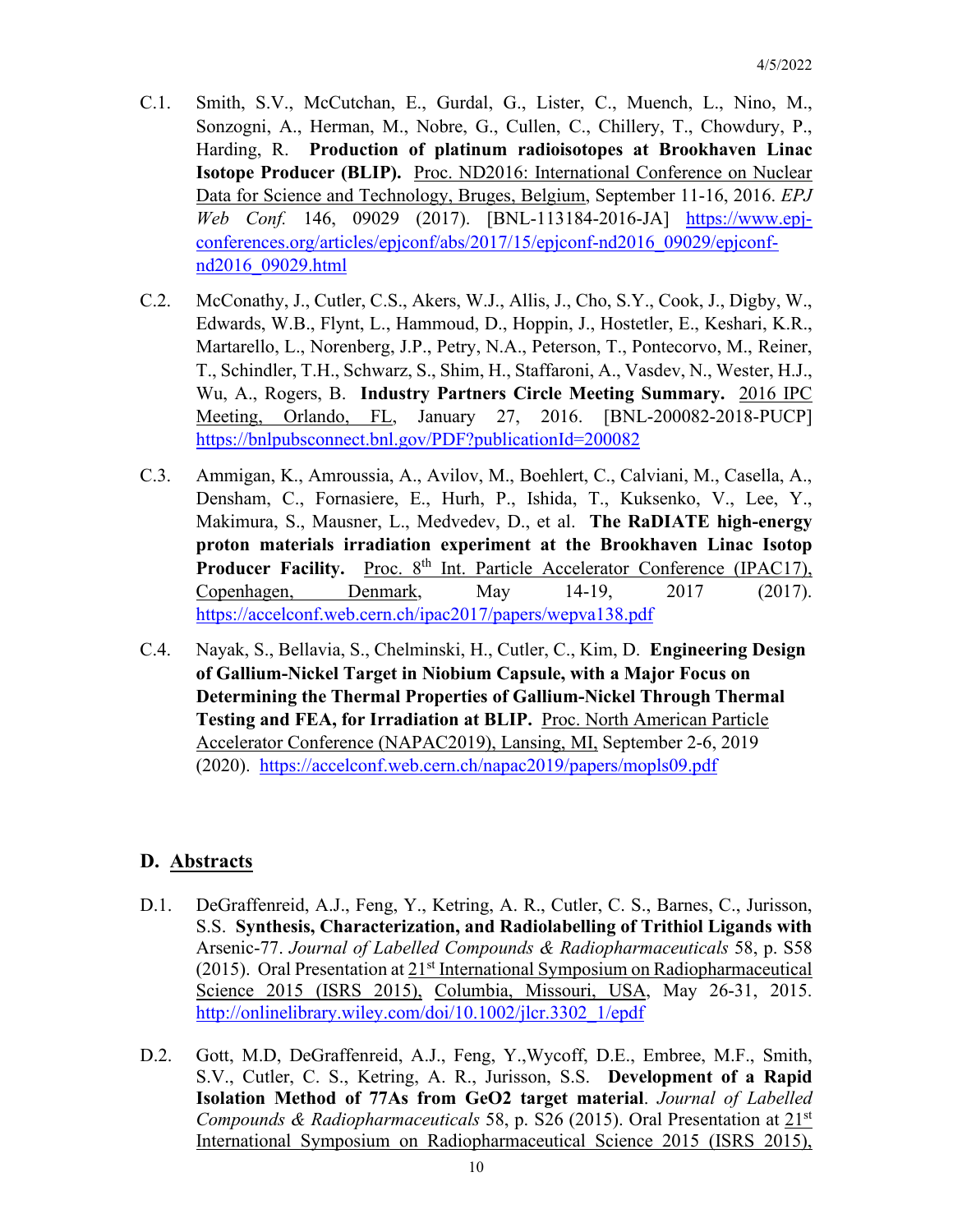C.1. Smith, S.V., McCutchan, E., Gurdal, G., Lister, C., Muench, L., Nino, M., Sonzogni, A., Herman, M., Nobre, G., Cullen, C., Chillery, T., Chowdury, P., Harding, R. **Production of platinum radioisotopes at Brookhaven Linac Isotope Producer (BLIP).** Proc. ND2016: International Conference on Nuclear Data for Science and Technology, Bruges, Belgium, September 11-16, 2016. *EPJ Web Conf.* 146, 09029 (2017). [BNL-113184-2016-JA] https://www.epj-conferences.org/articles/epjconf/abs/2017/15/epjconf-nd2016_09029/epjconf-nd2016_09029.html

C.2. McConathy, J., Cutler, C.S., Akers, W.J., Allis, J., Cho, S.Y., Cook, J., Digby, W., Edwards, W.B., Flynt, L., Hammoud, D., Hoppin, J., Hostetler, E., Keshari, K.R., Martarello, L., Norenberg, J.P., Petry, N.A., Peterson, T., Pontecorvo, M., Reiner, T., Schindler, T.H., Schwarz, S., Shim, H., Staffaroni, A., Vasdev, N., Wester, H.J., Wu, A., Rogers, B. **Industry Partners Circle Meeting Summary.** 2016 IPC Meeting, Orlando, FL, January 27, 2016. [BNL-200082-2018-PUCP] https://bnlpubsconnect.bnl.gov/PDF?publicationId=200082

C.3. Ammigan, K., Amroussia, A., Avilov, M., Boehlert, C., Calviani, M., Casella, A., Densham, C., Fornasiere, E., Hurh, P., Ishida, T., Kuksenko, V., Lee, Y., Makimura, S., Mausner, L., Medvedev, D., et al. **The RaDIATE high-energy proton materials irradiation experiment at the Brookhaven Linac Isotop Producer Facility.** Proc. 8th Int. Particle Accelerator Conference (IPAC17), Copenhagen, Denmark, May 14-19, 2017 (2017). https://accelconf.web.cern.ch/ipac2017/papers/wepva138.pdf

C.4. Nayak, S., Bellavia, S., Chelminski, H., Cutler, C., Kim, D. **Engineering Design of Gallium-Nickel Target in Niobium Capsule, with a Major Focus on Determining the Thermal Properties of Gallium-Nickel Through Thermal Testing and FEA, for Irradiation at BLIP.** Proc. North American Particle Accelerator Conference (NAPAC2019), Lansing, MI, September 2-6, 2019 (2020). https://accelconf.web.cern.ch/napac2019/papers/mopls09.pdf

## D. Abstracts

D.1. DeGraffenreid, A.J., Feng, Y., Ketring, A. R., Cutler, C. S., Barnes, C., Jurisson, S.S. **Synthesis, Characterization, and Radiolabelling of Trithiol Ligands with** Arsenic-77. *Journal of Labelled Compounds & Radiopharmaceuticals* 58, p. S58 (2015). Oral Presentation at 21st International Symposium on Radiopharmaceutical Science 2015 (ISRS 2015), Columbia, Missouri, USA, May 26-31, 2015. http://onlinelibrary.wiley.com/doi/10.1002/jlcr.3302_1/epdf

D.2. Gott, M.D, DeGraffenreid, A.J., Feng, Y.,Wycoff, D.E., Embree, M.F., Smith, S.V., Cutler, C. S., Ketring, A. R., Jurisson, S.S. **Development of a Rapid Isolation Method of 77As from GeO2 target material**. *Journal of Labelled Compounds & Radiopharmaceuticals* 58, p. S26 (2015). Oral Presentation at 21st International Symposium on Radiopharmaceutical Science 2015 (ISRS 2015),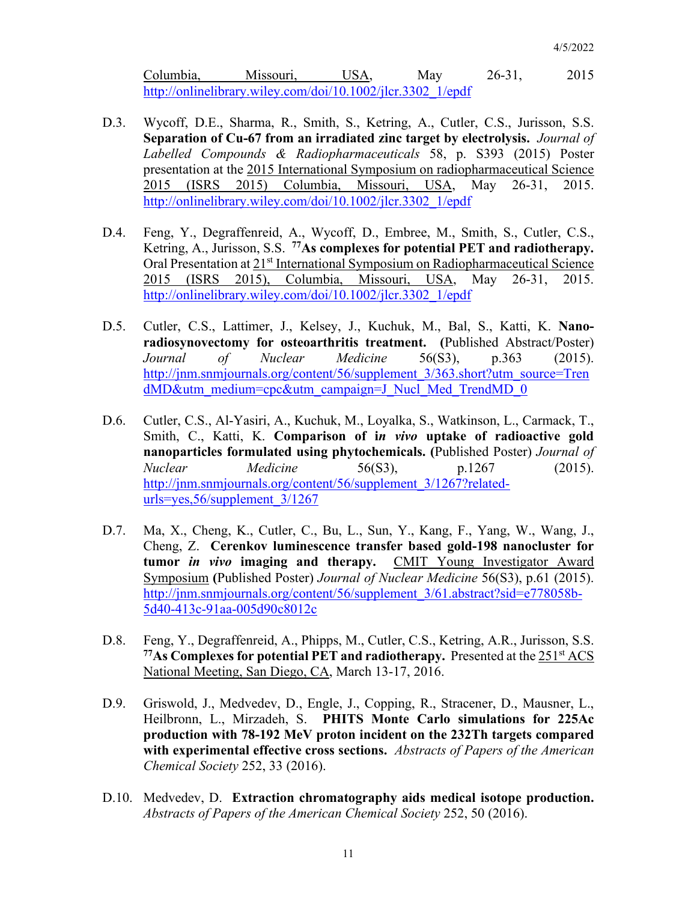Columbia, Missouri, USA, May 26-31, 2015 http://onlinelibrary.wiley.com/doi/10.1002/jlcr.3302_1/epdf

D.3. Wycoff, D.E., Sharma, R., Smith, S., Ketring, A., Cutler, C.S., Jurisson, S.S. **Separation of Cu-67 from an irradiated zinc target by electrolysis.** *Journal of Labelled Compounds & Radiopharmaceuticals* 58, p. S393 (2015) Poster presentation at the 2015 International Symposium on radiopharmaceutical Science 2015 (ISRS 2015) Columbia, Missouri, USA, May 26-31, 2015. http://onlinelibrary.wiley.com/doi/10.1002/jlcr.3302_1/epdf

D.4. Feng, Y., Degraffenreid, A., Wycoff, D., Embree, M., Smith, S., Cutler, C.S., Ketring, A., Jurisson, S.S. **$^{77}$As complexes for potential PET and radiotherapy.** Oral Presentation at 21st International Symposium on Radiopharmaceutical Science 2015 (ISRS 2015), Columbia, Missouri, USA, May 26-31, 2015. http://onlinelibrary.wiley.com/doi/10.1002/jlcr.3302_1/epdf

D.5. Cutler, C.S., Lattimer, J., Kelsey, J., Kuchuk, M., Bal, S., Katti, K. **Nano-radiosynovectomy for osteoarthritis treatment. (**Published Abstract/Poster) *Journal of Nuclear Medicine* 56(S3), p.363 (2015). http://jnm.snmjournals.org/content/56/supplement_3/363.short?utm_source=TrendMD&utm_medium=cpc&utm_campaign=J_Nucl_Med_TrendMD_0

D.6. Cutler, C.S., Al-Yasiri, A., Kuchuk, M., Loyalka, S., Watkinson, L., Carmack, T., Smith, C., Katti, K. **Comparison of i*n vivo* uptake of radioactive gold nanoparticles formulated using phytochemicals. (**Published Poster) *Journal of Nuclear Medicine* 56(S3), p.1267 (2015). http://jnm.snmjournals.org/content/56/supplement_3/1267?related-urls=yes,56/supplement_3/1267

D.7. Ma, X., Cheng, K., Cutler, C., Bu, L., Sun, Y., Kang, F., Yang, W., Wang, J., Cheng, Z. **Cerenkov luminescence transfer based gold-198 nanocluster for tumor *in vivo* imaging and therapy.** CMIT Young Investigator Award Symposium **(**Published Poster) *Journal of Nuclear Medicine* 56(S3), p.61 (2015). http://jnm.snmjournals.org/content/56/supplement_3/61.abstract?sid=e778058b-5d40-413c-91aa-005d90c8012c

D.8. Feng, Y., Degraffenreid, A., Phipps, M., Cutler, C.S., Ketring, A.R., Jurisson, S.S. **$^{77}$As Complexes for potential PET and radiotherapy.** Presented at the 251st ACS National Meeting, San Diego, CA, March 13-17, 2016.

D.9. Griswold, J., Medvedev, D., Engle, J., Copping, R., Stracener, D., Mausner, L., Heilbronn, L., Mirzadeh, S. **PHITS Monte Carlo simulations for 225Ac production with 78-192 MeV proton incident on the 232Th targets compared with experimental effective cross sections.** *Abstracts of Papers of the American Chemical Society* 252, 33 (2016).

D.10. Medvedev, D. **Extraction chromatography aids medical isotope production.** *Abstracts of Papers of the American Chemical Society* 252, 50 (2016).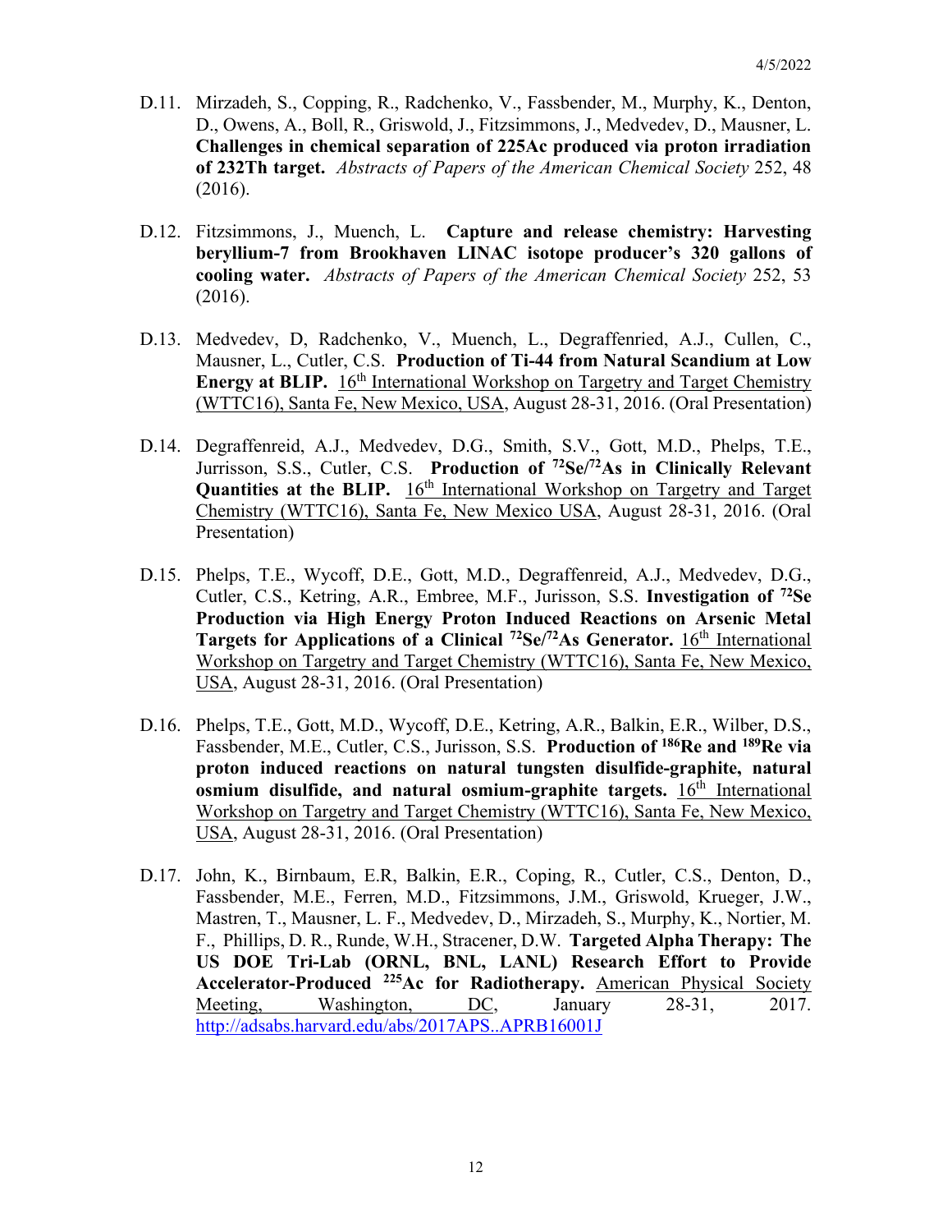D.11. Mirzadeh, S., Copping, R., Radchenko, V., Fassbender, M., Murphy, K., Denton, D., Owens, A., Boll, R., Griswold, J., Fitzsimmons, J., Medvedev, D., Mausner, L. **Challenges in chemical separation of 225Ac produced via proton irradiation of 232Th target.** *Abstracts of Papers of the American Chemical Society* 252, 48 (2016).

D.12. Fitzsimmons, J., Muench, L. **Capture and release chemistry: Harvesting beryllium-7 from Brookhaven LINAC isotope producer's 320 gallons of cooling water.** *Abstracts of Papers of the American Chemical Society* 252, 53 (2016).

D.13. Medvedev, D, Radchenko, V., Muench, L., Degraffenried, A.J., Cullen, C., Mausner, L., Cutler, C.S. **Production of Ti-44 from Natural Scandium at Low Energy at BLIP.** 16th International Workshop on Targetry and Target Chemistry (WTTC16), Santa Fe, New Mexico, USA, August 28-31, 2016. (Oral Presentation)

D.14. Degraffenreid, A.J., Medvedev, D.G., Smith, S.V., Gott, M.D., Phelps, T.E., Jurrisson, S.S., Cutler, C.S. **Production of $^{72}$Se/$^{72}$As in Clinically Relevant Quantities at the BLIP.** 16th International Workshop on Targetry and Target Chemistry (WTTC16), Santa Fe, New Mexico USA, August 28-31, 2016. (Oral Presentation)

D.15. Phelps, T.E., Wycoff, D.E., Gott, M.D., Degraffenreid, A.J., Medvedev, D.G., Cutler, C.S., Ketring, A.R., Embree, M.F., Jurisson, S.S. **Investigation of $^{72}$Se Production via High Energy Proton Induced Reactions on Arsenic Metal Targets for Applications of a Clinical $^{72}$Se/$^{72}$As Generator.** 16th International Workshop on Targetry and Target Chemistry (WTTC16), Santa Fe, New Mexico, USA, August 28-31, 2016. (Oral Presentation)

D.16. Phelps, T.E., Gott, M.D., Wycoff, D.E., Ketring, A.R., Balkin, E.R., Wilber, D.S., Fassbender, M.E., Cutler, C.S., Jurisson, S.S. **Production of $^{186}$Re and $^{189}$Re via proton induced reactions on natural tungsten disulfide-graphite, natural osmium disulfide, and natural osmium-graphite targets.** 16th International Workshop on Targetry and Target Chemistry (WTTC16), Santa Fe, New Mexico, USA, August 28-31, 2016. (Oral Presentation)

D.17. John, K., Birnbaum, E.R, Balkin, E.R., Coping, R., Cutler, C.S., Denton, D., Fassbender, M.E., Ferren, M.D., Fitzsimmons, J.M., Griswold, Krueger, J.W., Mastren, T., Mausner, L. F., Medvedev, D., Mirzadeh, S., Murphy, K., Nortier, M. F., Phillips, D. R., Runde, W.H., Stracener, D.W. **Targeted Alpha Therapy: The US DOE Tri-Lab (ORNL, BNL, LANL) Research Effort to Provide Accelerator-Produced $^{225}$Ac for Radiotherapy.** American Physical Society Meeting, Washington, DC, January 28-31, 2017. http://adsabs.harvard.edu/abs/2017APS..APRB16001J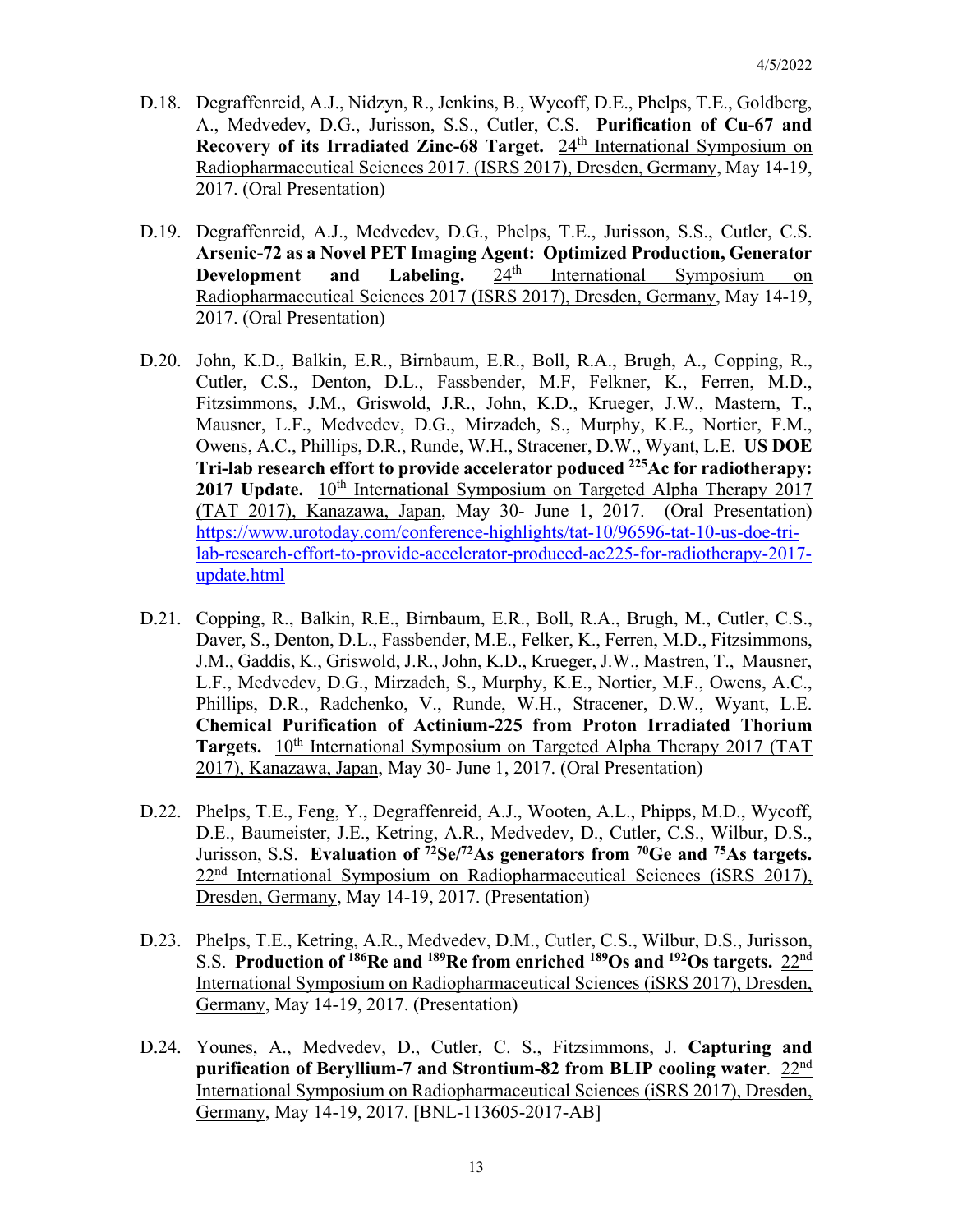D.18. Degraffenreid, A.J., Nidzyn, R., Jenkins, B., Wycoff, D.E., Phelps, T.E., Goldberg, A., Medvedev, D.G., Jurisson, S.S., Cutler, C.S. **Purification of Cu-67 and Recovery of its Irradiated Zinc-68 Target.** 24th International Symposium on Radiopharmaceutical Sciences 2017. (ISRS 2017), Dresden, Germany, May 14-19, 2017. (Oral Presentation)

D.19. Degraffenreid, A.J., Medvedev, D.G., Phelps, T.E., Jurisson, S.S., Cutler, C.S. **Arsenic-72 as a Novel PET Imaging Agent: Optimized Production, Generator Development and Labeling.** 24th International Symposium on Radiopharmaceutical Sciences 2017 (ISRS 2017), Dresden, Germany, May 14-19, 2017. (Oral Presentation)

D.20. John, K.D., Balkin, E.R., Birnbaum, E.R., Boll, R.A., Brugh, A., Copping, R., Cutler, C.S., Denton, D.L., Fassbender, M.F, Felkner, K., Ferren, M.D., Fitzsimmons, J.M., Griswold, J.R., John, K.D., Krueger, J.W., Mastern, T., Mausner, L.F., Medvedev, D.G., Mirzadeh, S., Murphy, K.E., Nortier, F.M., Owens, A.C., Phillips, D.R., Runde, W.H., Stracener, D.W., Wyant, L.E. **US DOE Tri-lab research effort to provide accelerator poduced $^{225}$Ac for radiotherapy: 2017 Update.** 10th International Symposium on Targeted Alpha Therapy 2017 (TAT 2017), Kanazawa, Japan, May 30- June 1, 2017. (Oral Presentation) https://www.urotoday.com/conference-highlights/tat-10/96596-tat-10-us-doe-tri-lab-research-effort-to-provide-accelerator-produced-ac225-for-radiotherapy-2017-update.html

D.21. Copping, R., Balkin, R.E., Birnbaum, E.R., Boll, R.A., Brugh, M., Cutler, C.S., Daver, S., Denton, D.L., Fassbender, M.E., Felker, K., Ferren, M.D., Fitzsimmons, J.M., Gaddis, K., Griswold, J.R., John, K.D., Krueger, J.W., Mastren, T., Mausner, L.F., Medvedev, D.G., Mirzadeh, S., Murphy, K.E., Nortier, M.F., Owens, A.C., Phillips, D.R., Radchenko, V., Runde, W.H., Stracener, D.W., Wyant, L.E. **Chemical Purification of Actinium-225 from Proton Irradiated Thorium Targets.** 10th International Symposium on Targeted Alpha Therapy 2017 (TAT 2017), Kanazawa, Japan, May 30- June 1, 2017. (Oral Presentation)

D.22. Phelps, T.E., Feng, Y., Degraffenreid, A.J., Wooten, A.L., Phipps, M.D., Wycoff, D.E., Baumeister, J.E., Ketring, A.R., Medvedev, D., Cutler, C.S., Wilbur, D.S., Jurisson, S.S. **Evaluation of $^{72}$Se/$^{72}$As generators from $^{70}$Ge and $^{75}$As targets.** 22nd International Symposium on Radiopharmaceutical Sciences (iSRS 2017), Dresden, Germany, May 14-19, 2017. (Presentation)

D.23. Phelps, T.E., Ketring, A.R., Medvedev, D.M., Cutler, C.S., Wilbur, D.S., Jurisson, S.S. **Production of $^{186}$Re and $^{189}$Re from enriched $^{189}$Os and $^{192}$Os targets.** 22nd International Symposium on Radiopharmaceutical Sciences (iSRS 2017), Dresden, Germany, May 14-19, 2017. (Presentation)

D.24. Younes, A., Medvedev, D., Cutler, C. S., Fitzsimmons, J. **Capturing and purification of Beryllium-7 and Strontium-82 from BLIP cooling water**. 22nd International Symposium on Radiopharmaceutical Sciences (iSRS 2017), Dresden, Germany, May 14-19, 2017. [BNL-113605-2017-AB]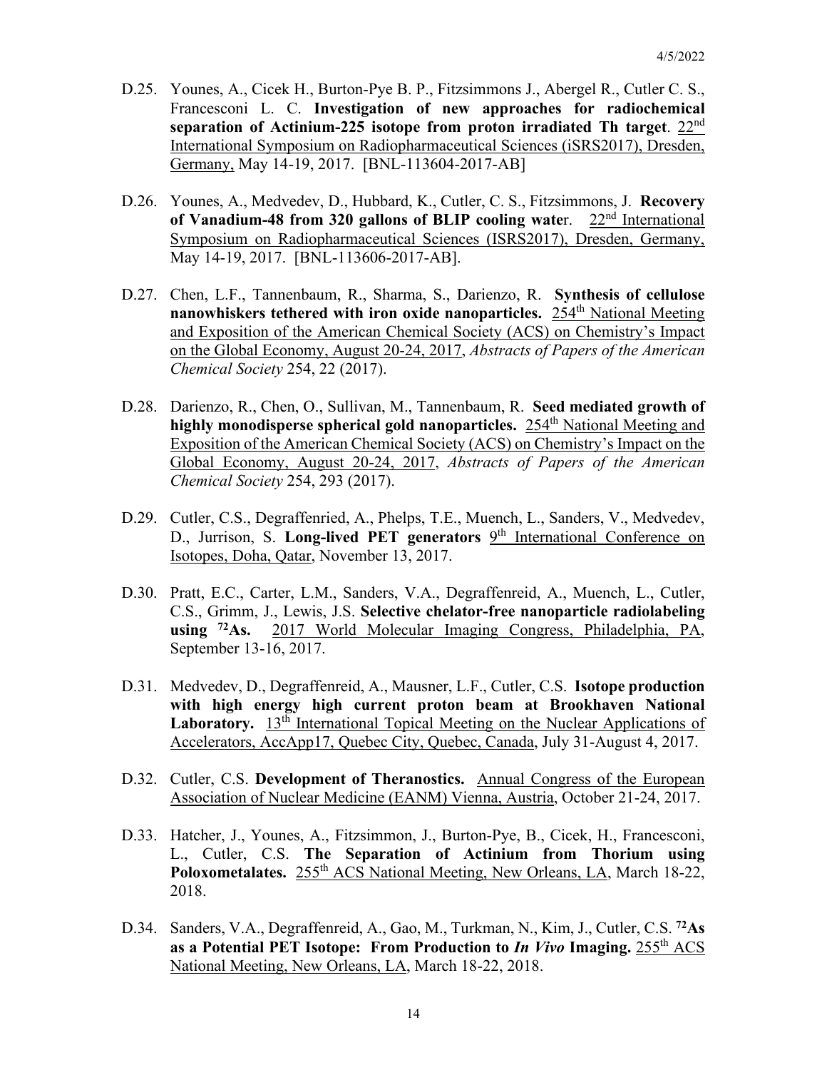D.25. Younes, A., Cicek H., Burton-Pye B. P., Fitzsimmons J., Abergel R., Cutler C. S., Francesconi L. C. **Investigation of new approaches for radiochemical separation of Actinium-225 isotope from proton irradiated Th target**. 22nd International Symposium on Radiopharmaceutical Sciences (iSRS2017), Dresden, Germany, May 14-19, 2017. [BNL-113604-2017-AB]

D.26. Younes, A., Medvedev, D., Hubbard, K., Cutler, C. S., Fitzsimmons, J. **Recovery of Vanadium-48 from 320 gallons of BLIP cooling wate**r. 22nd International Symposium on Radiopharmaceutical Sciences (ISRS2017), Dresden, Germany, May 14-19, 2017. [BNL-113606-2017-AB].

D.27. Chen, L.F., Tannenbaum, R., Sharma, S., Darienzo, R. **Synthesis of cellulose nanowhiskers tethered with iron oxide nanoparticles.** 254th National Meeting and Exposition of the American Chemical Society (ACS) on Chemistry's Impact on the Global Economy, August 20-24, 2017, *Abstracts of Papers of the American Chemical Society* 254, 22 (2017).

D.28. Darienzo, R., Chen, O., Sullivan, M., Tannenbaum, R. **Seed mediated growth of highly monodisperse spherical gold nanoparticles.** 254th National Meeting and Exposition of the American Chemical Society (ACS) on Chemistry's Impact on the Global Economy, August 20-24, 2017, *Abstracts of Papers of the American Chemical Society* 254, 293 (2017).

D.29. Cutler, C.S., Degraffenried, A., Phelps, T.E., Muench, L., Sanders, V., Medvedev, D., Jurrison, S. **Long-lived PET generators** 9th International Conference on Isotopes, Doha, Qatar, November 13, 2017.

D.30. Pratt, E.C., Carter, L.M., Sanders, V.A., Degraffenreid, A., Muench, L., Cutler, C.S., Grimm, J., Lewis, J.S. **Selective chelator-free nanoparticle radiolabeling using $^{72}$As.** 2017 World Molecular Imaging Congress, Philadelphia, PA, September 13-16, 2017.

D.31. Medvedev, D., Degraffenreid, A., Mausner, L.F., Cutler, C.S. **Isotope production with high energy high current proton beam at Brookhaven National Laboratory.** 13th International Topical Meeting on the Nuclear Applications of Accelerators, AccApp17, Quebec City, Quebec, Canada, July 31-August 4, 2017.

D.32. Cutler, C.S. **Development of Theranostics.** Annual Congress of the European Association of Nuclear Medicine (EANM) Vienna, Austria, October 21-24, 2017.

D.33. Hatcher, J., Younes, A., Fitzsimmon, J., Burton-Pye, B., Cicek, H., Francesconi, L., Cutler, C.S. **The Separation of Actinium from Thorium using Poloxometalates.** 255th ACS National Meeting, New Orleans, LA, March 18-22, 2018.

D.34. Sanders, V.A., Degraffenreid, A., Gao, M., Turkman, N., Kim, J., Cutler, C.S. **$^{72}$As as a Potential PET Isotope: From Production to *In Vivo* Imaging.** 255th ACS National Meeting, New Orleans, LA, March 18-22, 2018.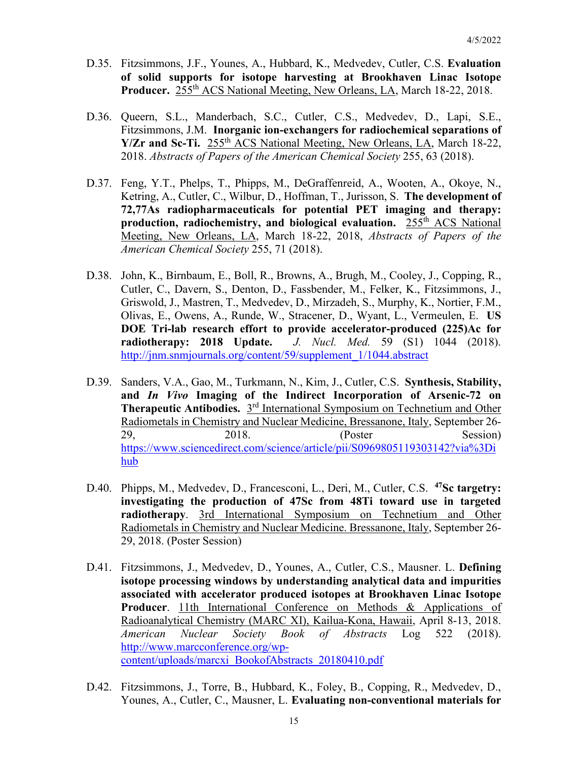D.35. Fitzsimmons, J.F., Younes, A., Hubbard, K., Medvedev, Cutler, C.S. **Evaluation of solid supports for isotope harvesting at Brookhaven Linac Isotope Producer.** 255th ACS National Meeting, New Orleans, LA, March 18-22, 2018.

D.36. Queern, S.L., Manderbach, S.C., Cutler, C.S., Medvedev, D., Lapi, S.E., Fitzsimmons, J.M. **Inorganic ion-exchangers for radiochemical separations of Y/Zr and Sc-Ti.** 255th ACS National Meeting, New Orleans, LA, March 18-22, 2018. *Abstracts of Papers of the American Chemical Society* 255, 63 (2018).

D.37. Feng, Y.T., Phelps, T., Phipps, M., DeGraffenreid, A., Wooten, A., Okoye, N., Ketring, A., Cutler, C., Wilbur, D., Hoffman, T., Jurisson, S. **The development of 72,77As radiopharmaceuticals for potential PET imaging and therapy: production, radiochemistry, and biological evaluation.** 255th ACS National Meeting, New Orleans, LA, March 18-22, 2018, *Abstracts of Papers of the American Chemical Society* 255, 71 (2018).

D.38. John, K., Birnbaum, E., Boll, R., Browns, A., Brugh, M., Cooley, J., Copping, R., Cutler, C., Davern, S., Denton, D., Fassbender, M., Felker, K., Fitzsimmons, J., Griswold, J., Mastren, T., Medvedev, D., Mirzadeh, S., Murphy, K., Nortier, F.M., Olivas, E., Owens, A., Runde, W., Stracener, D., Wyant, L., Vermeulen, E. **US DOE Tri-lab research effort to provide accelerator-produced (225)Ac for radiotherapy: 2018 Update.** *J. Nucl. Med.* 59 (S1) 1044 (2018). http://jnm.snmjournals.org/content/59/supplement_1/1044.abstract

D.39. Sanders, V.A., Gao, M., Turkmann, N., Kim, J., Cutler, C.S. **Synthesis, Stability, and *In Vivo* Imaging of the Indirect Incorporation of Arsenic-72 on Therapeutic Antibodies.** 3rd International Symposium on Technetium and Other Radiometals in Chemistry and Nuclear Medicine, Bressanone, Italy, September 26-29, 2018. (Poster Session) https://www.sciencedirect.com/science/article/pii/S0969805119303142?via%3Dihub

D.40. Phipps, M., Medvedev, D., Francesconi, L., Deri, M., Cutler, C.S. **$^{47}$Sc targetry: investigating the production of 47Sc from 48Ti toward use in targeted radiotherapy**. 3rd International Symposium on Technetium and Other Radiometals in Chemistry and Nuclear Medicine. Bressanone, Italy, September 26-29, 2018. (Poster Session)

D.41. Fitzsimmons, J., Medvedev, D., Younes, A., Cutler, C.S., Mausner. L. **Defining isotope processing windows by understanding analytical data and impurities associated with accelerator produced isotopes at Brookhaven Linac Isotope Producer**. 11th International Conference on Methods & Applications of Radioanalytical Chemistry (MARC XI), Kailua-Kona, Hawaii, April 8-13, 2018. *American Nuclear Society Book of Abstracts* Log 522 (2018). http://www.marcconference.org/wp-content/uploads/marcxi_BookofAbstracts_20180410.pdf

D.42. Fitzsimmons, J., Torre, B., Hubbard, K., Foley, B., Copping, R., Medvedev, D., Younes, A., Cutler, C., Mausner, L. **Evaluating non-conventional materials for**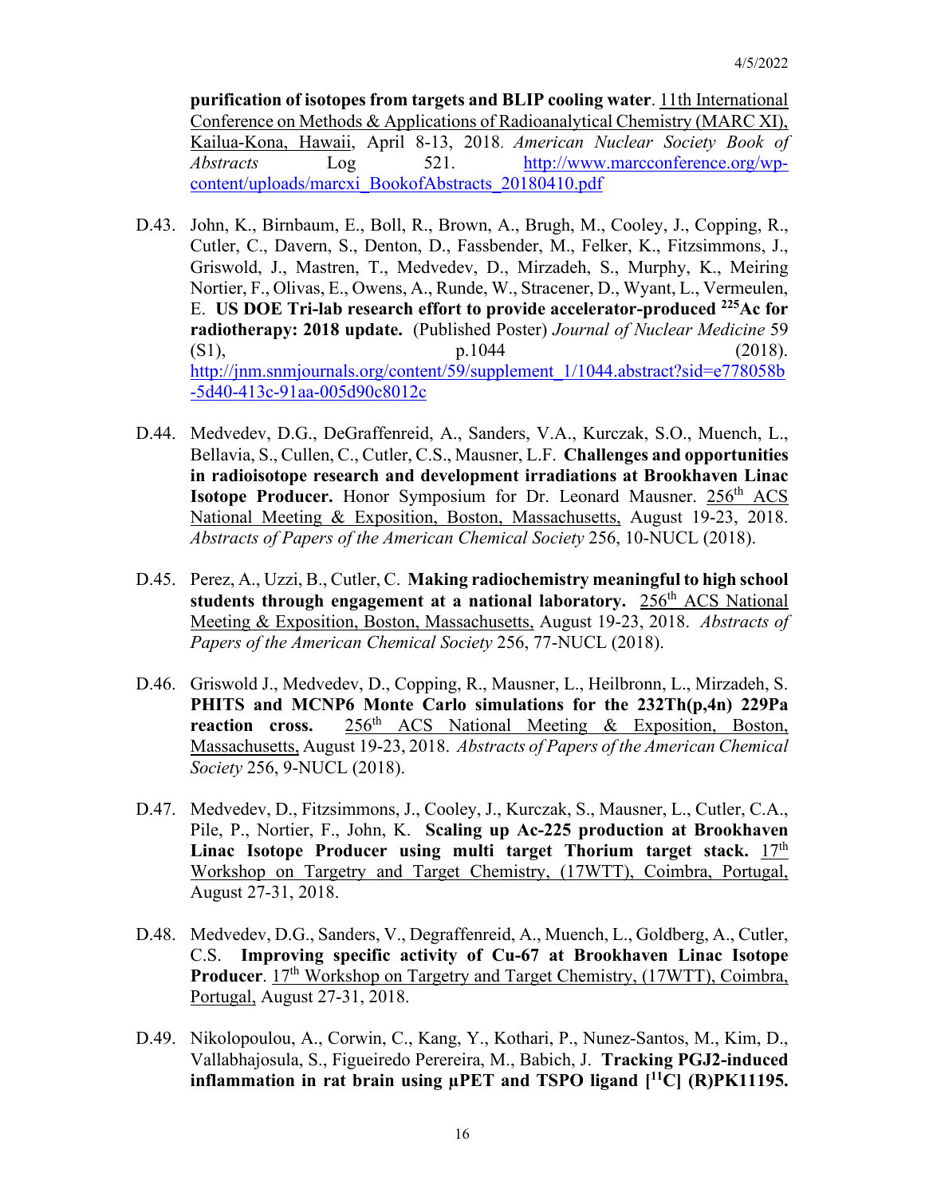**purification of isotopes from targets and BLIP cooling water**. 11th International Conference on Methods & Applications of Radioanalytical Chemistry (MARC XI), Kailua-Kona, Hawaii, April 8-13, 2018. *American Nuclear Society Book of Abstracts* Log 521. http://www.marcconference.org/wp-content/uploads/marcxi_BookofAbstracts_20180410.pdf

D.43. John, K., Birnbaum, E., Boll, R., Brown, A., Brugh, M., Cooley, J., Copping, R., Cutler, C., Davern, S., Denton, D., Fassbender, M., Felker, K., Fitzsimmons, J., Griswold, J., Mastren, T., Medvedev, D., Mirzadeh, S., Murphy, K., Meiring Nortier, F., Olivas, E., Owens, A., Runde, W., Stracener, D., Wyant, L., Vermeulen, E. **US DOE Tri-lab research effort to provide accelerator-produced $^{225}$Ac for radiotherapy: 2018 update.** (Published Poster) *Journal of Nuclear Medicine* 59 (S1), p.1044 (2018). http://jnm.snmjournals.org/content/59/supplement_1/1044.abstract?sid=e778058b-5d40-413c-91aa-005d90c8012c

D.44. Medvedev, D.G., DeGraffenreid, A., Sanders, V.A., Kurczak, S.O., Muench, L., Bellavia, S., Cullen, C., Cutler, C.S., Mausner, L.F. **Challenges and opportunities in radioisotope research and development irradiations at Brookhaven Linac Isotope Producer.** Honor Symposium for Dr. Leonard Mausner. 256th ACS National Meeting & Exposition, Boston, Massachusetts, August 19-23, 2018. *Abstracts of Papers of the American Chemical Society* 256, 10-NUCL (2018).

D.45. Perez, A., Uzzi, B., Cutler, C. **Making radiochemistry meaningful to high school students through engagement at a national laboratory.** 256th ACS National Meeting & Exposition, Boston, Massachusetts, August 19-23, 2018. *Abstracts of Papers of the American Chemical Society* 256, 77-NUCL (2018).

D.46. Griswold J., Medvedev, D., Copping, R., Mausner, L., Heilbronn, L., Mirzadeh, S. **PHITS and MCNP6 Monte Carlo simulations for the 232Th(p,4n) 229Pa reaction cross.** 256th ACS National Meeting & Exposition, Boston, Massachusetts, August 19-23, 2018. *Abstracts of Papers of the American Chemical Society* 256, 9-NUCL (2018).

D.47. Medvedev, D., Fitzsimmons, J., Cooley, J., Kurczak, S., Mausner, L., Cutler, C.A., Pile, P., Nortier, F., John, K. **Scaling up Ac-225 production at Brookhaven Linac Isotope Producer using multi target Thorium target stack.** 17th Workshop on Targetry and Target Chemistry, (17WTT), Coimbra, Portugal, August 27-31, 2018.

D.48. Medvedev, D.G., Sanders, V., Degraffenreid, A., Muench, L., Goldberg, A., Cutler, C.S. **Improving specific activity of Cu-67 at Brookhaven Linac Isotope Producer**. 17th Workshop on Targetry and Target Chemistry, (17WTT), Coimbra, Portugal, August 27-31, 2018.

D.49. Nikolopoulou, A., Corwin, C., Kang, Y., Kothari, P., Nunez-Santos, M., Kim, D., Vallabhajosula, S., Figueiredo Perereira, M., Babich, J. **Tracking PGJ2-induced inflammation in rat brain using µPET and TSPO ligand [$^{11}$C] (R)PK11195.**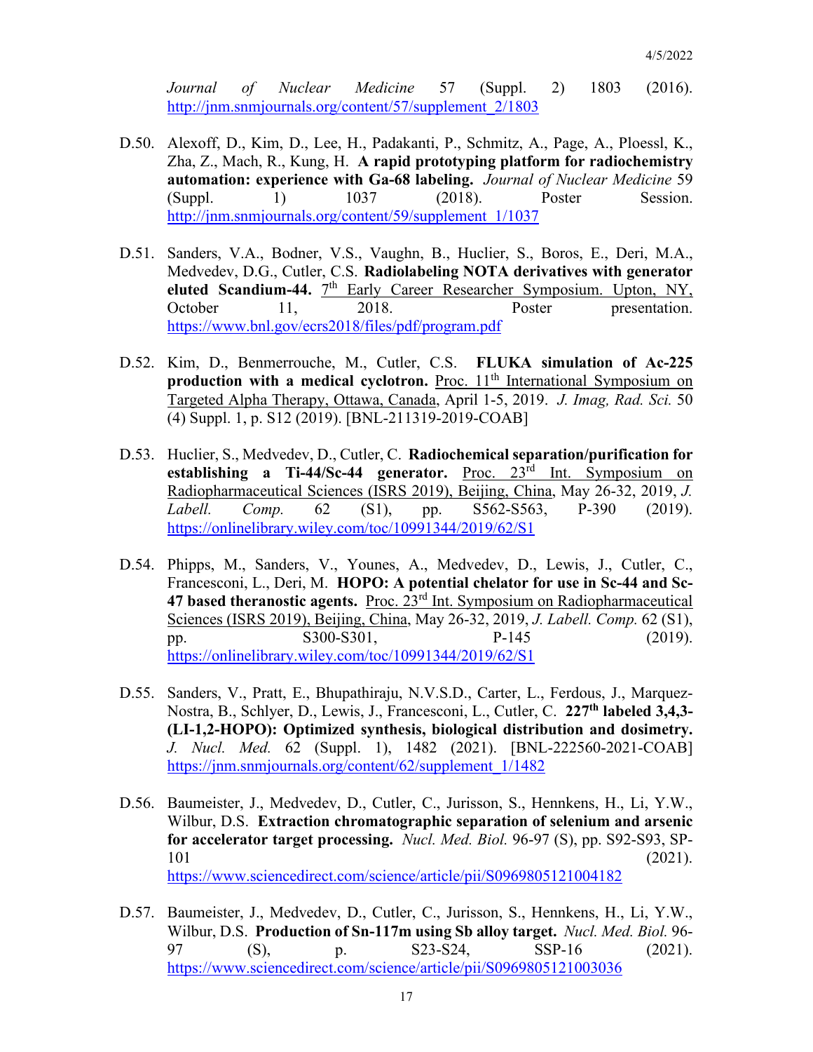*Journal of Nuclear Medicine* 57 (Suppl. 2) 1803 (2016). http://jnm.snmjournals.org/content/57/supplement_2/1803

D.50. Alexoff, D., Kim, D., Lee, H., Padakanti, P., Schmitz, A., Page, A., Ploessl, K., Zha, Z., Mach, R., Kung, H. **A rapid prototyping platform for radiochemistry automation: experience with Ga-68 labeling.** *Journal of Nuclear Medicine* 59 (Suppl. 1) 1037 (2018). Poster Session. http://jnm.snmjournals.org/content/59/supplement_1/1037

D.51. Sanders, V.A., Bodner, V.S., Vaughn, B., Huclier, S., Boros, E., Deri, M.A., Medvedev, D.G., Cutler, C.S. **Radiolabeling NOTA derivatives with generator eluted Scandium-44.** 7th Early Career Researcher Symposium. Upton, NY, October 11, 2018. Poster presentation. https://www.bnl.gov/ecrs2018/files/pdf/program.pdf

D.52. Kim, D., Benmerrouche, M., Cutler, C.S. **FLUKA simulation of Ac-225 production with a medical cyclotron.** Proc. 11th International Symposium on Targeted Alpha Therapy, Ottawa, Canada, April 1-5, 2019. *J. Imag, Rad. Sci.* 50 (4) Suppl. 1, p. S12 (2019). [BNL-211319-2019-COAB]

D.53. Huclier, S., Medvedev, D., Cutler, C. **Radiochemical separation/purification for establishing a Ti-44/Sc-44 generator.** Proc. 23rd Int. Symposium on Radiopharmaceutical Sciences (ISRS 2019), Beijing, China, May 26-32, 2019, *J. Labell. Comp.* 62 (S1), pp. S562-S563, P-390 (2019). https://onlinelibrary.wiley.com/toc/10991344/2019/62/S1

D.54. Phipps, M., Sanders, V., Younes, A., Medvedev, D., Lewis, J., Cutler, C., Francesconi, L., Deri, M. **HOPO: A potential chelator for use in Sc-44 and Sc-47 based theranostic agents.** Proc. 23rd Int. Symposium on Radiopharmaceutical Sciences (ISRS 2019), Beijing, China, May 26-32, 2019, *J. Labell. Comp.* 62 (S1), pp. S300-S301, P-145 (2019). https://onlinelibrary.wiley.com/toc/10991344/2019/62/S1

D.55. Sanders, V., Pratt, E., Bhupathiraju, N.V.S.D., Carter, L., Ferdous, J., Marquez-Nostra, B., Schlyer, D., Lewis, J., Francesconi, L., Cutler, C. **227th labeled 3,4,3-(LI-1,2-HOPO): Optimized synthesis, biological distribution and dosimetry.** *J. Nucl. Med.* 62 (Suppl. 1), 1482 (2021). [BNL-222560-2021-COAB] https://jnm.snmjournals.org/content/62/supplement_1/1482

D.56. Baumeister, J., Medvedev, D., Cutler, C., Jurisson, S., Hennkens, H., Li, Y.W., Wilbur, D.S. **Extraction chromatographic separation of selenium and arsenic for accelerator target processing.** *Nucl. Med. Biol.* 96-97 (S), pp. S92-S93, SP-101 (2021). https://www.sciencedirect.com/science/article/pii/S0969805121004182

D.57. Baumeister, J., Medvedev, D., Cutler, C., Jurisson, S., Hennkens, H., Li, Y.W., Wilbur, D.S. **Production of Sn-117m using Sb alloy target.** *Nucl. Med. Biol.* 96-97 (S), p. S23-S24, SSP-16 (2021). https://www.sciencedirect.com/science/article/pii/S0969805121003036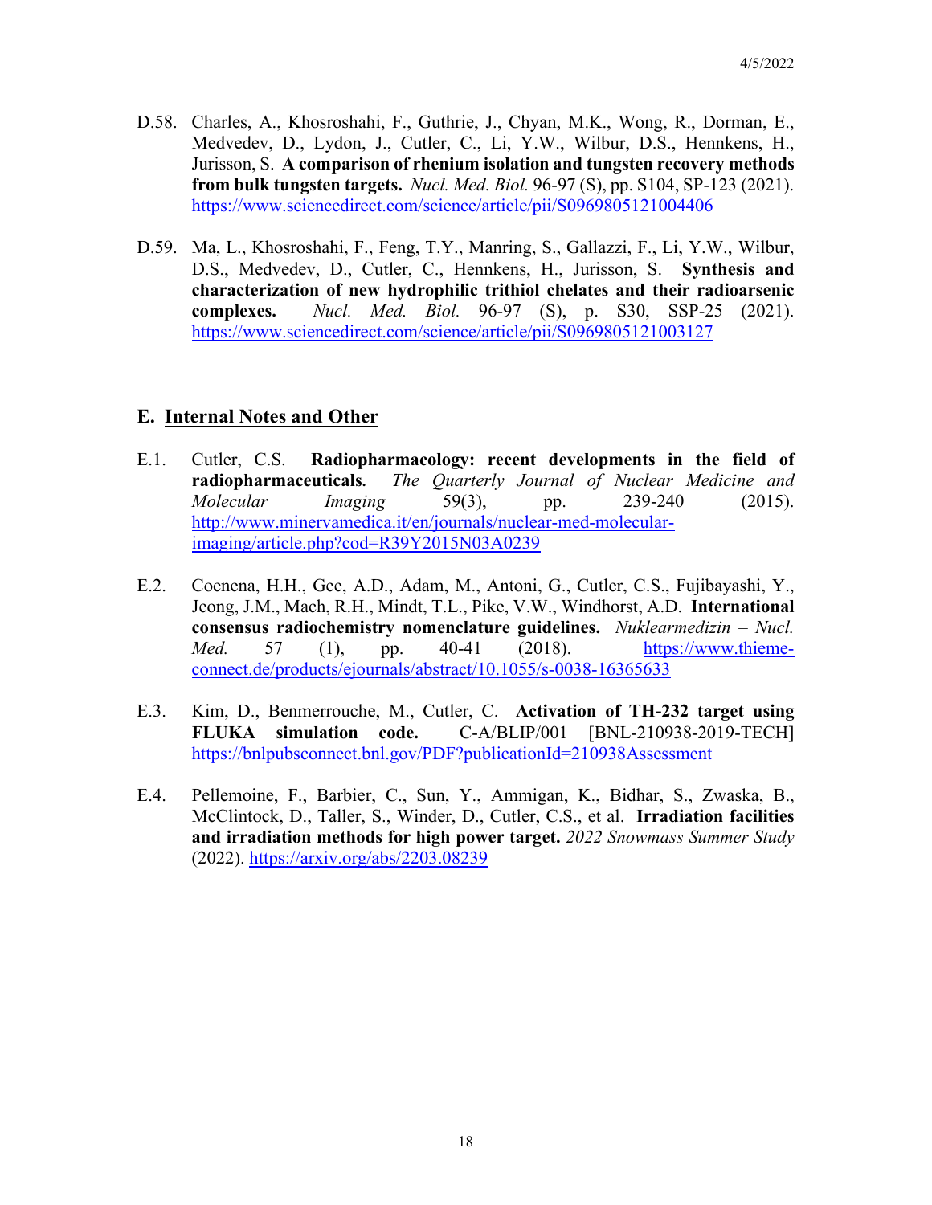D.58. Charles, A., Khosroshahi, F., Guthrie, J., Chyan, M.K., Wong, R., Dorman, E., Medvedev, D., Lydon, J., Cutler, C., Li, Y.W., Wilbur, D.S., Hennkens, H., Jurisson, S. **A comparison of rhenium isolation and tungsten recovery methods from bulk tungsten targets.** *Nucl. Med. Biol.* 96-97 (S), pp. S104, SP-123 (2021). https://www.sciencedirect.com/science/article/pii/S0969805121004406

D.59. Ma, L., Khosroshahi, F., Feng, T.Y., Manring, S., Gallazzi, F., Li, Y.W., Wilbur, D.S., Medvedev, D., Cutler, C., Hennkens, H., Jurisson, S. **Synthesis and characterization of new hydrophilic trithiol chelates and their radioarsenic complexes.** *Nucl. Med. Biol.* 96-97 (S), p. S30, SSP-25 (2021). https://www.sciencedirect.com/science/article/pii/S0969805121003127

## E. Internal Notes and Other

E.1. Cutler, C.S. **Radiopharmacology: recent developments in the field of radiopharmaceuticals.** *The Quarterly Journal of Nuclear Medicine and Molecular Imaging* 59(3), pp. 239-240 (2015). http://www.minervamedica.it/en/journals/nuclear-med-molecular-imaging/article.php?cod=R39Y2015N03A0239

E.2. Coenena, H.H., Gee, A.D., Adam, M., Antoni, G., Cutler, C.S., Fujibayashi, Y., Jeong, J.M., Mach, R.H., Mindt, T.L., Pike, V.W., Windhorst, A.D. **International consensus radiochemistry nomenclature guidelines.** *Nuklearmedizin – Nucl. Med.* 57 (1), pp. 40-41 (2018). https://www.thieme-connect.de/products/ejournals/abstract/10.1055/s-0038-16365633

E.3. Kim, D., Benmerrouche, M., Cutler, C. **Activation of TH-232 target using FLUKA simulation code.** C-A/BLIP/001 [BNL-210938-2019-TECH] https://bnlpubsconnect.bnl.gov/PDF?publicationId=210938Assessment

E.4. Pellemoine, F., Barbier, C., Sun, Y., Ammigan, K., Bidhar, S., Zwaska, B., McClintock, D., Taller, S., Winder, D., Cutler, C.S., et al. **Irradiation facilities and irradiation methods for high power target.** *2022 Snowmass Summer Study* (2022). https://arxiv.org/abs/2203.08239